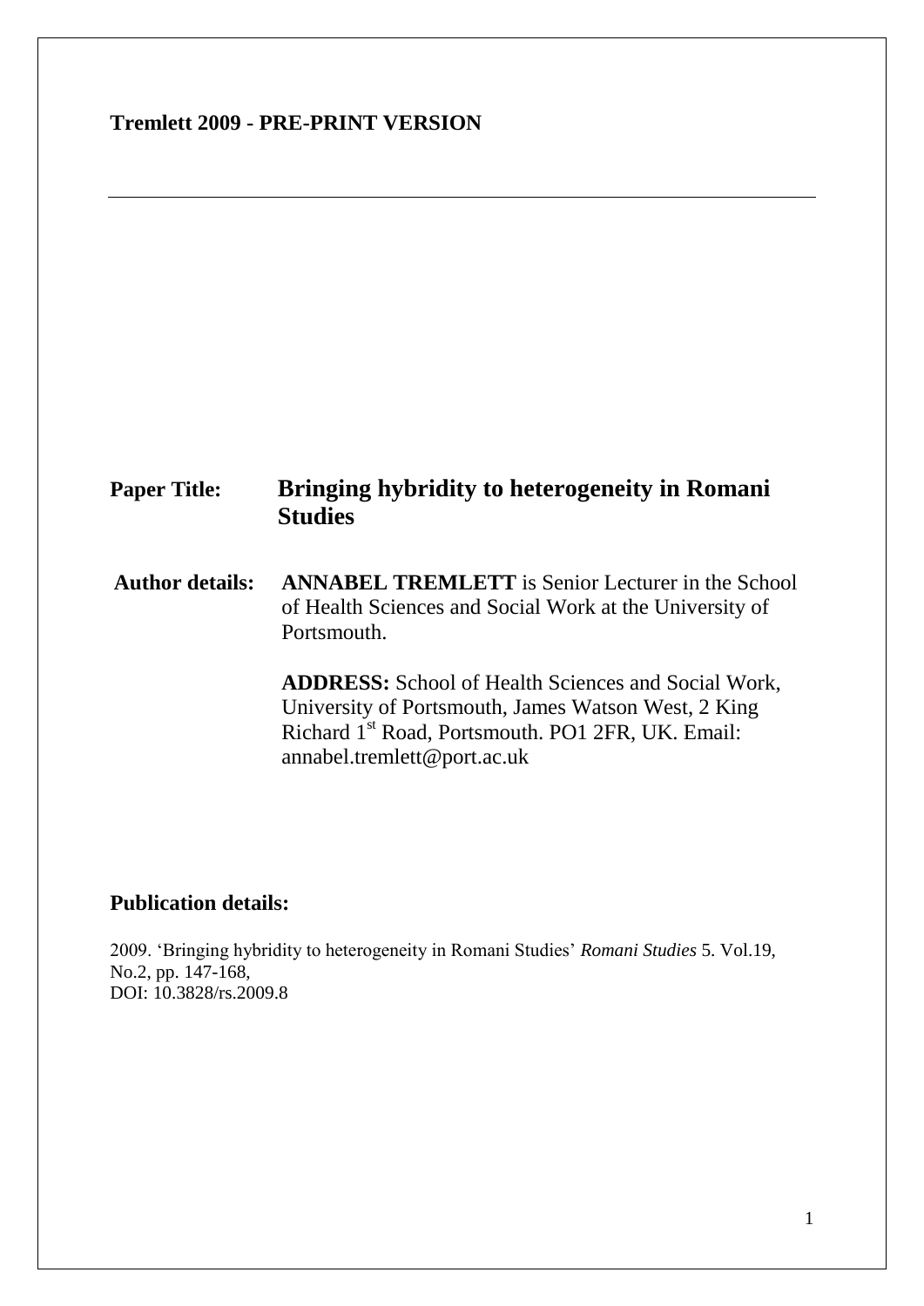**Tremlett 2009 - PRE-PRINT VERSION**

---

**Paper Title:** **Bringing hybridity to heterogeneity in Romani Studies**

**Author details:** **ANNABEL TREMLETT** is Senior Lecturer in the School of Health Sciences and Social Work at the University of Portsmouth.

**ADDRESS:** School of Health Sciences and Social Work, University of Portsmouth, James Watson West, 2 King Richard 1st Road, Portsmouth. PO1 2FR, UK. Email: annabel.tremlett@port.ac.uk

## Publication details:

2009. 'Bringing hybridity to heterogeneity in Romani Studies' *Romani Studies* 5. Vol.19, No.2, pp. 147-168,
DOI: 10.3828/rs.2009.8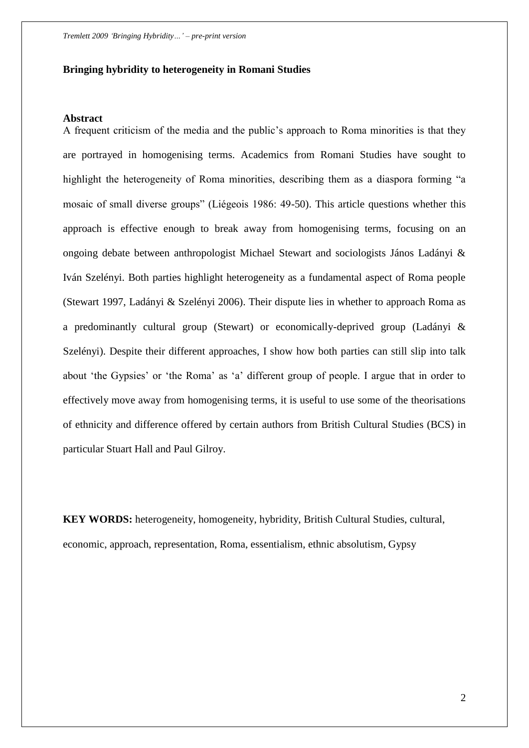**Bringing hybridity to heterogeneity in Romani Studies**

**Abstract**

A frequent criticism of the media and the public's approach to Roma minorities is that they are portrayed in homogenising terms. Academics from Romani Studies have sought to highlight the heterogeneity of Roma minorities, describing them as a diaspora forming "a mosaic of small diverse groups" (Liégeois 1986: 49-50). This article questions whether this approach is effective enough to break away from homogenising terms, focusing on an ongoing debate between anthropologist Michael Stewart and sociologists János Ladányi & Iván Szelényi. Both parties highlight heterogeneity as a fundamental aspect of Roma people (Stewart 1997, Ladányi & Szelényi 2006). Their dispute lies in whether to approach Roma as a predominantly cultural group (Stewart) or economically-deprived group (Ladányi & Szelényi). Despite their different approaches, I show how both parties can still slip into talk about 'the Gypsies' or 'the Roma' as 'a' different group of people. I argue that in order to effectively move away from homogenising terms, it is useful to use some of the theorisations of ethnicity and difference offered by certain authors from British Cultural Studies (BCS) in particular Stuart Hall and Paul Gilroy.

**KEY WORDS:** heterogeneity, homogeneity, hybridity, British Cultural Studies, cultural, economic, approach, representation, Roma, essentialism, ethnic absolutism, Gypsy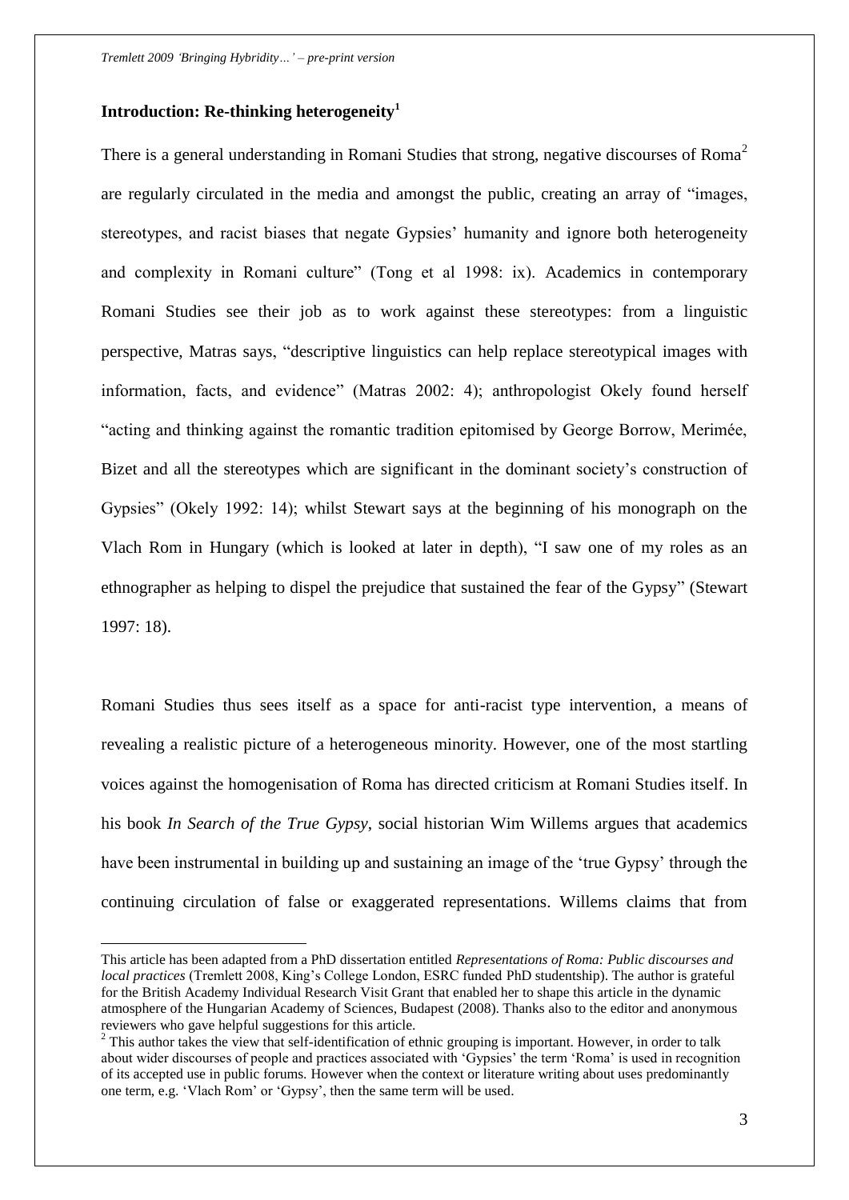## Introduction: Re-thinking heterogeneity[1]

There is a general understanding in Romani Studies that strong, negative discourses of Roma[2] are regularly circulated in the media and amongst the public, creating an array of "images, stereotypes, and racist biases that negate Gypsies' humanity and ignore both heterogeneity and complexity in Romani culture" (Tong et al 1998: ix). Academics in contemporary Romani Studies see their job as to work against these stereotypes: from a linguistic perspective, Matras says, "descriptive linguistics can help replace stereotypical images with information, facts, and evidence" (Matras 2002: 4); anthropologist Okely found herself "acting and thinking against the romantic tradition epitomised by George Borrow, Merimée, Bizet and all the stereotypes which are significant in the dominant society's construction of Gypsies" (Okely 1992: 14); whilst Stewart says at the beginning of his monograph on the Vlach Rom in Hungary (which is looked at later in depth), "I saw one of my roles as an ethnographer as helping to dispel the prejudice that sustained the fear of the Gypsy" (Stewart 1997: 18).

Romani Studies thus sees itself as a space for anti-racist type intervention, a means of revealing a realistic picture of a heterogeneous minority. However, one of the most startling voices against the homogenisation of Roma has directed criticism at Romani Studies itself. In his book *In Search of the True Gypsy*, social historian Wim Willems argues that academics have been instrumental in building up and sustaining an image of the 'true Gypsy' through the continuing circulation of false or exaggerated representations. Willems claims that from

---

This article has been adapted from a PhD dissertation entitled *Representations of Roma: Public discourses and local practices* (Tremlett 2008, King's College London, ESRC funded PhD studentship). The author is grateful for the British Academy Individual Research Visit Grant that enabled her to shape this article in the dynamic atmosphere of the Hungarian Academy of Sciences, Budapest (2008). Thanks also to the editor and anonymous reviewers who gave helpful suggestions for this article.

[2] This author takes the view that self-identification of ethnic grouping is important. However, in order to talk about wider discourses of people and practices associated with 'Gypsies' the term 'Roma' is used in recognition of its accepted use in public forums. However when the context or literature writing about uses predominantly one term, e.g. 'Vlach Rom' or 'Gypsy', then the same term will be used.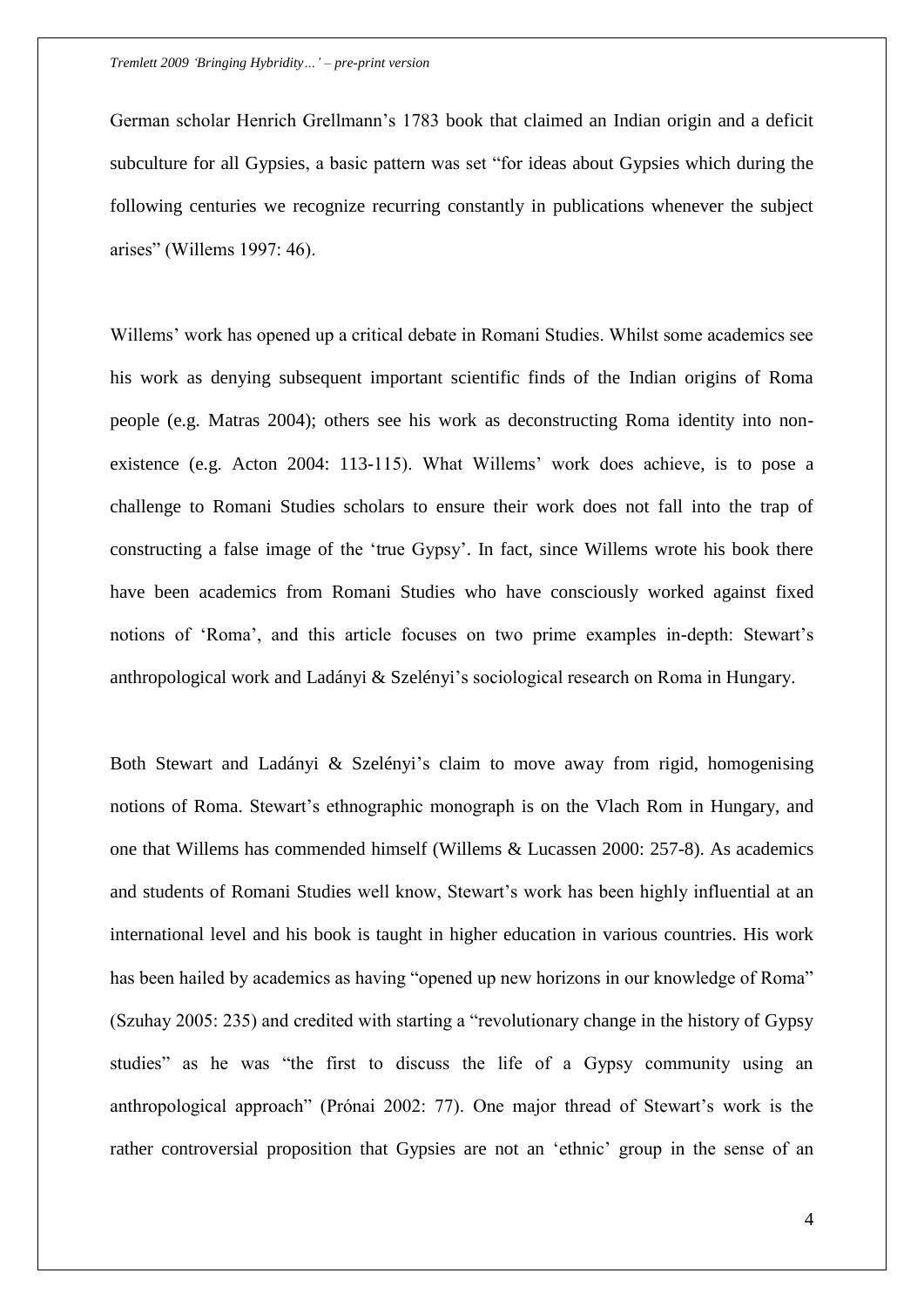German scholar Henrich Grellmann's 1783 book that claimed an Indian origin and a deficit subculture for all Gypsies, a basic pattern was set "for ideas about Gypsies which during the following centuries we recognize recurring constantly in publications whenever the subject arises" (Willems 1997: 46).

Willems' work has opened up a critical debate in Romani Studies. Whilst some academics see his work as denying subsequent important scientific finds of the Indian origins of Roma people (e.g. Matras 2004); others see his work as deconstructing Roma identity into non-existence (e.g. Acton 2004: 113-115). What Willems' work does achieve, is to pose a challenge to Romani Studies scholars to ensure their work does not fall into the trap of constructing a false image of the 'true Gypsy'. In fact, since Willems wrote his book there have been academics from Romani Studies who have consciously worked against fixed notions of 'Roma', and this article focuses on two prime examples in-depth: Stewart's anthropological work and Ladányi & Szelényi's sociological research on Roma in Hungary.

Both Stewart and Ladányi & Szelényi's claim to move away from rigid, homogenising notions of Roma. Stewart's ethnographic monograph is on the Vlach Rom in Hungary, and one that Willems has commended himself (Willems & Lucassen 2000: 257-8). As academics and students of Romani Studies well know, Stewart's work has been highly influential at an international level and his book is taught in higher education in various countries. His work has been hailed by academics as having "opened up new horizons in our knowledge of Roma" (Szuhay 2005: 235) and credited with starting a "revolutionary change in the history of Gypsy studies" as he was "the first to discuss the life of a Gypsy community using an anthropological approach" (Prónai 2002: 77). One major thread of Stewart's work is the rather controversial proposition that Gypsies are not an 'ethnic' group in the sense of an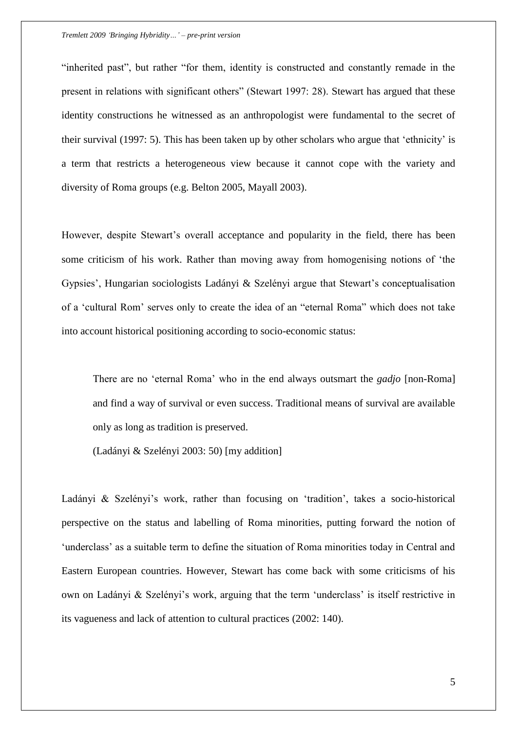"inherited past", but rather "for them, identity is constructed and constantly remade in the present in relations with significant others" (Stewart 1997: 28). Stewart has argued that these identity constructions he witnessed as an anthropologist were fundamental to the secret of their survival (1997: 5). This has been taken up by other scholars who argue that 'ethnicity' is a term that restricts a heterogeneous view because it cannot cope with the variety and diversity of Roma groups (e.g. Belton 2005, Mayall 2003).

However, despite Stewart's overall acceptance and popularity in the field, there has been some criticism of his work. Rather than moving away from homogenising notions of 'the Gypsies', Hungarian sociologists Ladányi & Szelényi argue that Stewart's conceptualisation of a 'cultural Rom' serves only to create the idea of an "eternal Roma" which does not take into account historical positioning according to socio-economic status:

> There are no 'eternal Roma' who in the end always outsmart the *gadjo* [non-Roma] and find a way of survival or even success. Traditional means of survival are available only as long as tradition is preserved.
>
> (Ladányi & Szelényi 2003: 50) [my addition]

Ladányi & Szelényi's work, rather than focusing on 'tradition', takes a socio-historical perspective on the status and labelling of Roma minorities, putting forward the notion of 'underclass' as a suitable term to define the situation of Roma minorities today in Central and Eastern European countries. However, Stewart has come back with some criticisms of his own on Ladányi & Szelényi's work, arguing that the term 'underclass' is itself restrictive in its vagueness and lack of attention to cultural practices (2002: 140).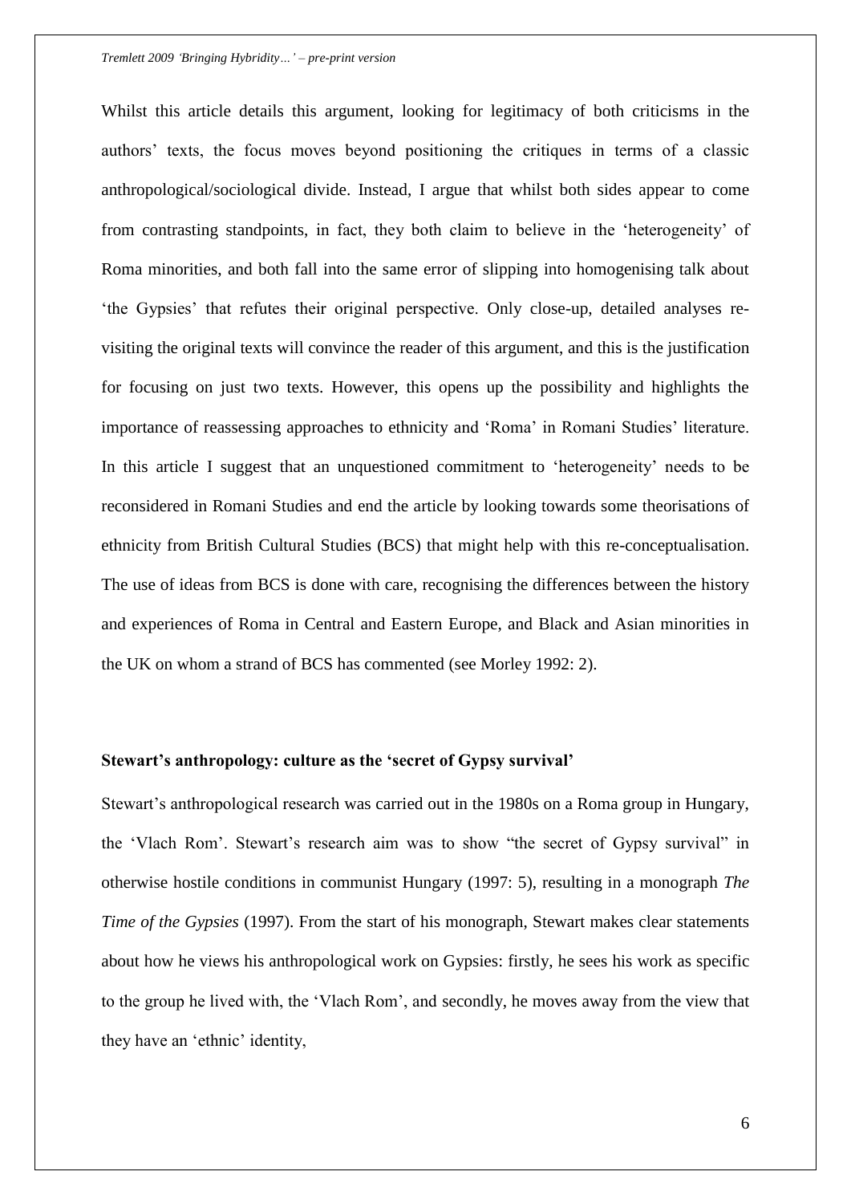Whilst this article details this argument, looking for legitimacy of both criticisms in the authors' texts, the focus moves beyond positioning the critiques in terms of a classic anthropological/sociological divide. Instead, I argue that whilst both sides appear to come from contrasting standpoints, in fact, they both claim to believe in the 'heterogeneity' of Roma minorities, and both fall into the same error of slipping into homogenising talk about 'the Gypsies' that refutes their original perspective. Only close-up, detailed analyses re-visiting the original texts will convince the reader of this argument, and this is the justification for focusing on just two texts. However, this opens up the possibility and highlights the importance of reassessing approaches to ethnicity and 'Roma' in Romani Studies' literature. In this article I suggest that an unquestioned commitment to 'heterogeneity' needs to be reconsidered in Romani Studies and end the article by looking towards some theorisations of ethnicity from British Cultural Studies (BCS) that might help with this re-conceptualisation. The use of ideas from BCS is done with care, recognising the differences between the history and experiences of Roma in Central and Eastern Europe, and Black and Asian minorities in the UK on whom a strand of BCS has commented (see Morley 1992: 2).

**Stewart's anthropology: culture as the 'secret of Gypsy survival'**

Stewart's anthropological research was carried out in the 1980s on a Roma group in Hungary, the 'Vlach Rom'. Stewart's research aim was to show "the secret of Gypsy survival" in otherwise hostile conditions in communist Hungary (1997: 5), resulting in a monograph *The Time of the Gypsies* (1997). From the start of his monograph, Stewart makes clear statements about how he views his anthropological work on Gypsies: firstly, he sees his work as specific to the group he lived with, the 'Vlach Rom', and secondly, he moves away from the view that they have an 'ethnic' identity,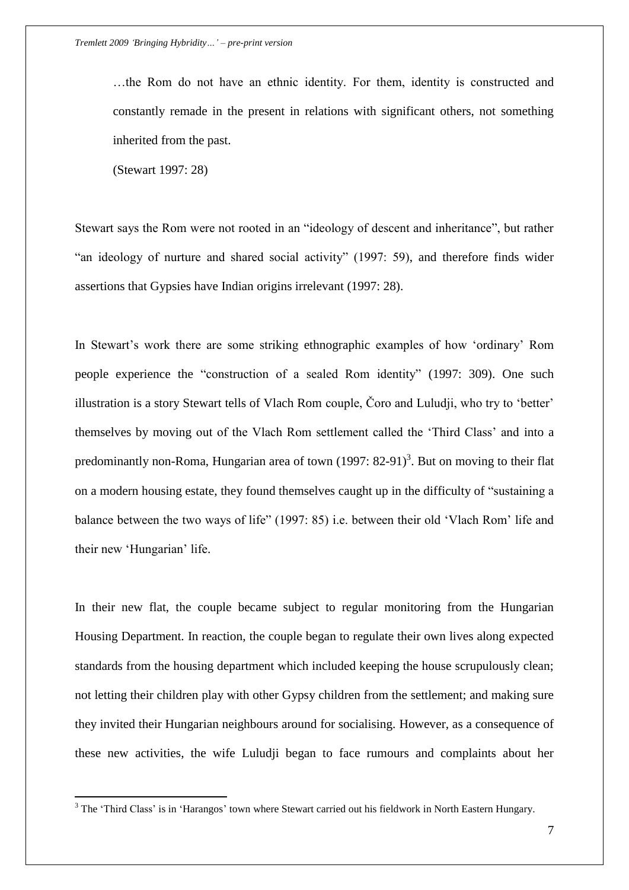> …the Rom do not have an ethnic identity. For them, identity is constructed and constantly remade in the present in relations with significant others, not something inherited from the past.
>
> (Stewart 1997: 28)

Stewart says the Rom were not rooted in an "ideology of descent and inheritance", but rather "an ideology of nurture and shared social activity" (1997: 59), and therefore finds wider assertions that Gypsies have Indian origins irrelevant (1997: 28).

In Stewart's work there are some striking ethnographic examples of how 'ordinary' Rom people experience the "construction of a sealed Rom identity" (1997: 309). One such illustration is a story Stewart tells of Vlach Rom couple, Čoro and Luludji, who try to 'better' themselves by moving out of the Vlach Rom settlement called the 'Third Class' and into a predominantly non-Roma, Hungarian area of town (1997: 82-91)[3]. But on moving to their flat on a modern housing estate, they found themselves caught up in the difficulty of "sustaining a balance between the two ways of life" (1997: 85) i.e. between their old 'Vlach Rom' life and their new 'Hungarian' life.

In their new flat, the couple became subject to regular monitoring from the Hungarian Housing Department. In reaction, the couple began to regulate their own lives along expected standards from the housing department which included keeping the house scrupulously clean; not letting their children play with other Gypsy children from the settlement; and making sure they invited their Hungarian neighbours around for socialising. However, as a consequence of these new activities, the wife Luludji began to face rumours and complaints about her

[3] The 'Third Class' is in 'Harangos' town where Stewart carried out his fieldwork in North Eastern Hungary.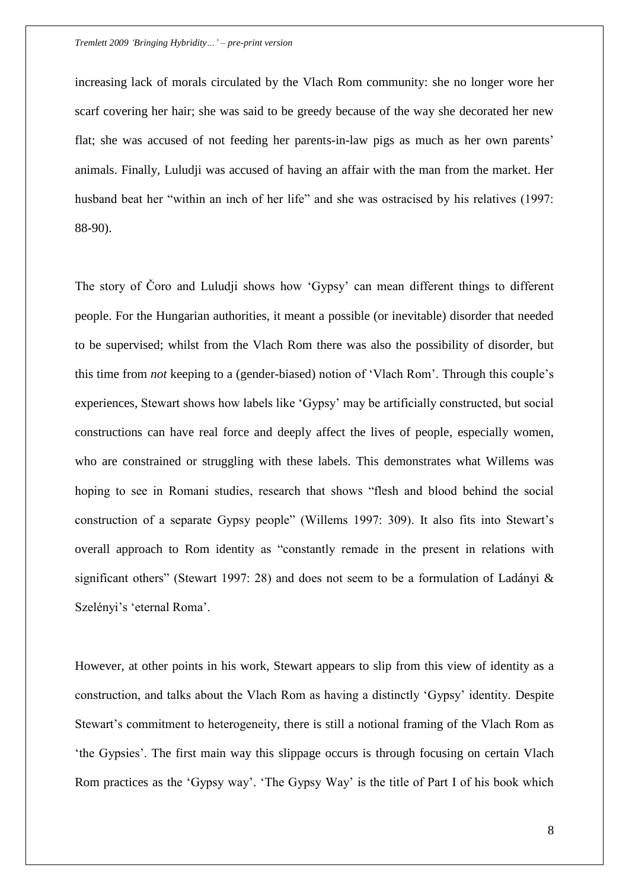increasing lack of morals circulated by the Vlach Rom community: she no longer wore her scarf covering her hair; she was said to be greedy because of the way she decorated her new flat; she was accused of not feeding her parents-in-law pigs as much as her own parents' animals. Finally, Luludji was accused of having an affair with the man from the market. Her husband beat her "within an inch of her life" and she was ostracised by his relatives (1997: 88-90).

The story of Čoro and Luludji shows how 'Gypsy' can mean different things to different people. For the Hungarian authorities, it meant a possible (or inevitable) disorder that needed to be supervised; whilst from the Vlach Rom there was also the possibility of disorder, but this time from *not* keeping to a (gender-biased) notion of 'Vlach Rom'. Through this couple's experiences, Stewart shows how labels like 'Gypsy' may be artificially constructed, but social constructions can have real force and deeply affect the lives of people, especially women, who are constrained or struggling with these labels. This demonstrates what Willems was hoping to see in Romani studies, research that shows "flesh and blood behind the social construction of a separate Gypsy people" (Willems 1997: 309). It also fits into Stewart's overall approach to Rom identity as "constantly remade in the present in relations with significant others" (Stewart 1997: 28) and does not seem to be a formulation of Ladányi & Szelényi's 'eternal Roma'.

However, at other points in his work, Stewart appears to slip from this view of identity as a construction, and talks about the Vlach Rom as having a distinctly 'Gypsy' identity. Despite Stewart's commitment to heterogeneity, there is still a notional framing of the Vlach Rom as 'the Gypsies'. The first main way this slippage occurs is through focusing on certain Vlach Rom practices as the 'Gypsy way'. 'The Gypsy Way' is the title of Part I of his book which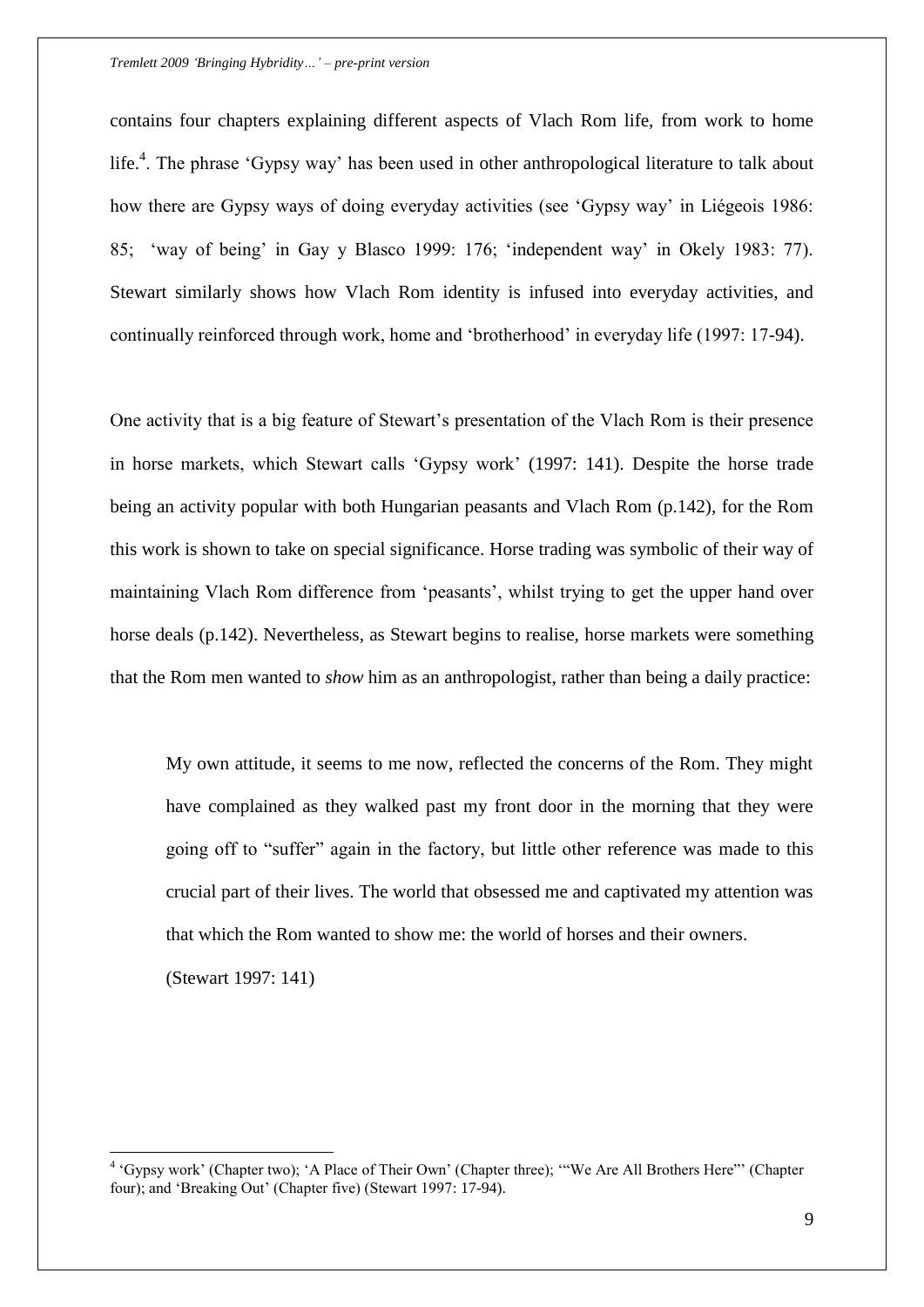contains four chapters explaining different aspects of Vlach Rom life, from work to home life.[4]. The phrase 'Gypsy way' has been used in other anthropological literature to talk about how there are Gypsy ways of doing everyday activities (see 'Gypsy way' in Liégeois 1986: 85; 'way of being' in Gay y Blasco 1999: 176; 'independent way' in Okely 1983: 77). Stewart similarly shows how Vlach Rom identity is infused into everyday activities, and continually reinforced through work, home and 'brotherhood' in everyday life (1997: 17-94).

One activity that is a big feature of Stewart's presentation of the Vlach Rom is their presence in horse markets, which Stewart calls 'Gypsy work' (1997: 141). Despite the horse trade being an activity popular with both Hungarian peasants and Vlach Rom (p.142), for the Rom this work is shown to take on special significance. Horse trading was symbolic of their way of maintaining Vlach Rom difference from 'peasants', whilst trying to get the upper hand over horse deals (p.142). Nevertheless, as Stewart begins to realise, horse markets were something that the Rom men wanted to *show* him as an anthropologist, rather than being a daily practice:

> My own attitude, it seems to me now, reflected the concerns of the Rom. They might have complained as they walked past my front door in the morning that they were going off to "suffer" again in the factory, but little other reference was made to this crucial part of their lives. The world that obsessed me and captivated my attention was that which the Rom wanted to show me: the world of horses and their owners.
> (Stewart 1997: 141)

[4] 'Gypsy work' (Chapter two); 'A Place of Their Own' (Chapter three); '"We Are All Brothers Here"' (Chapter four); and 'Breaking Out' (Chapter five) (Stewart 1997: 17-94).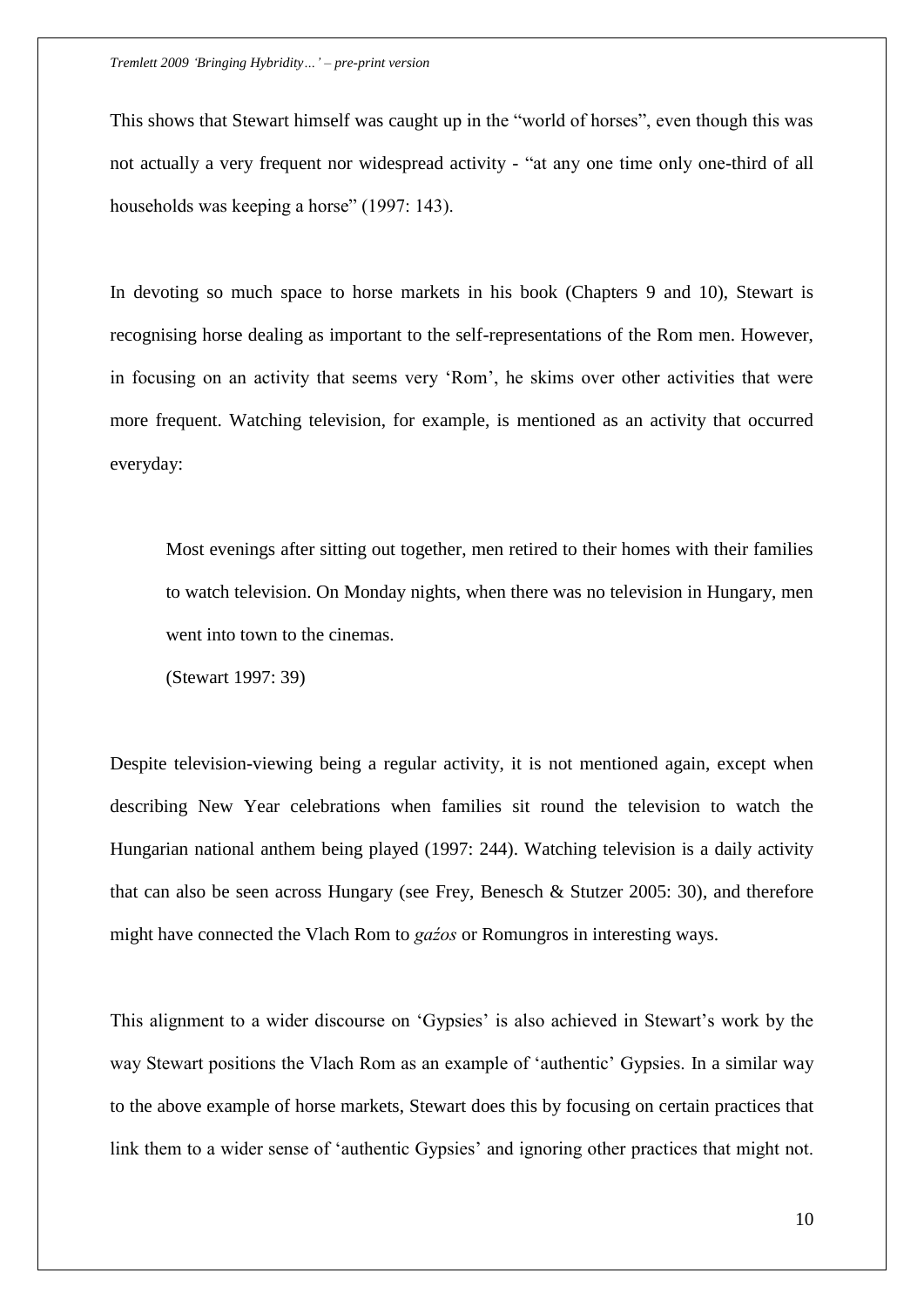This shows that Stewart himself was caught up in the "world of horses", even though this was not actually a very frequent nor widespread activity - "at any one time only one-third of all households was keeping a horse" (1997: 143).

In devoting so much space to horse markets in his book (Chapters 9 and 10), Stewart is recognising horse dealing as important to the self-representations of the Rom men. However, in focusing on an activity that seems very 'Rom', he skims over other activities that were more frequent. Watching television, for example, is mentioned as an activity that occurred everyday:

> Most evenings after sitting out together, men retired to their homes with their families to watch television. On Monday nights, when there was no television in Hungary, men went into town to the cinemas.
>
> (Stewart 1997: 39)

Despite television-viewing being a regular activity, it is not mentioned again, except when describing New Year celebrations when families sit round the television to watch the Hungarian national anthem being played (1997: 244). Watching television is a daily activity that can also be seen across Hungary (see Frey, Benesch & Stutzer 2005: 30), and therefore might have connected the Vlach Rom to *gaźos* or Romungros in interesting ways.

This alignment to a wider discourse on 'Gypsies' is also achieved in Stewart's work by the way Stewart positions the Vlach Rom as an example of 'authentic' Gypsies. In a similar way to the above example of horse markets, Stewart does this by focusing on certain practices that link them to a wider sense of 'authentic Gypsies' and ignoring other practices that might not.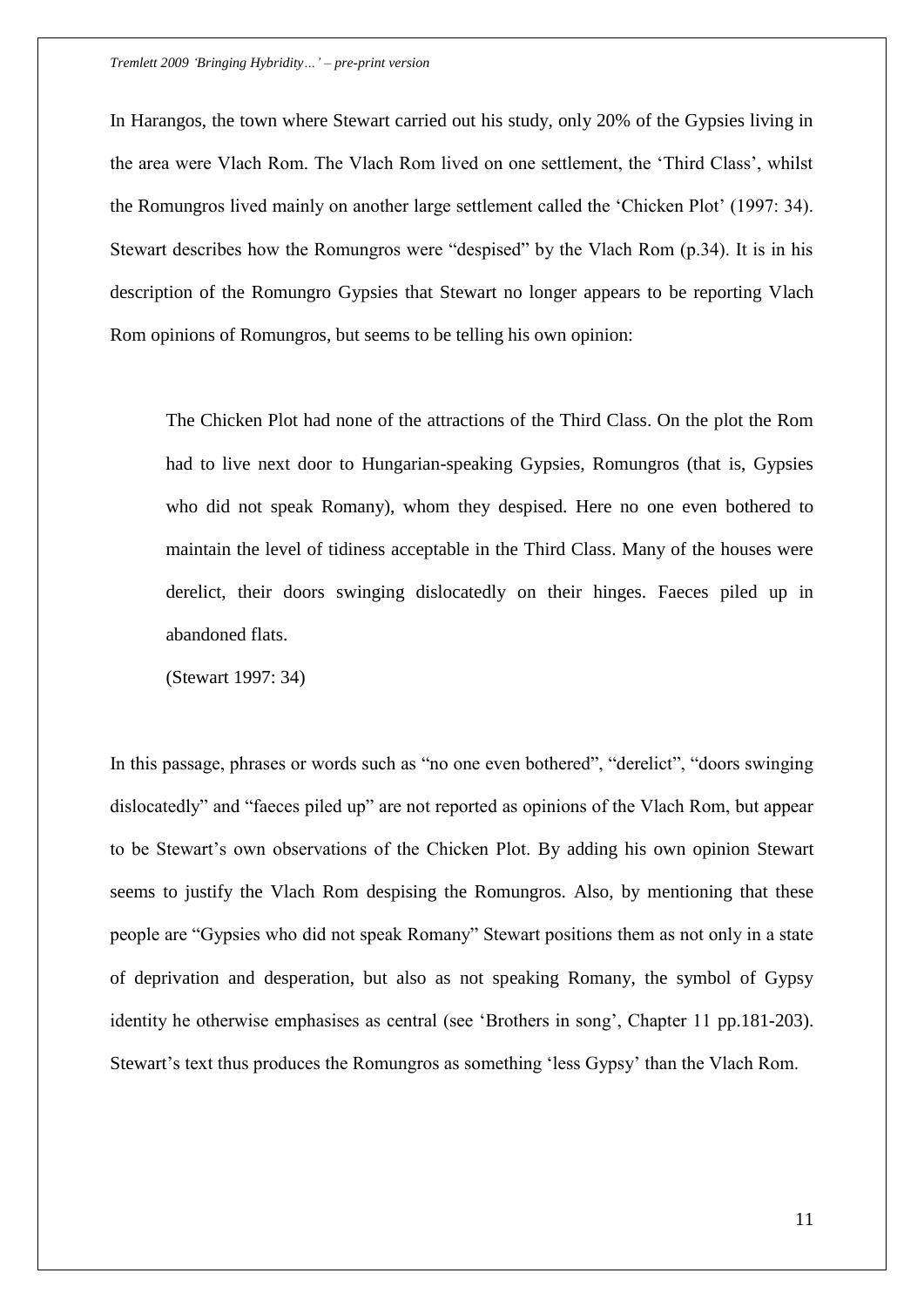In Harangos, the town where Stewart carried out his study, only 20% of the Gypsies living in the area were Vlach Rom. The Vlach Rom lived on one settlement, the 'Third Class', whilst the Romungros lived mainly on another large settlement called the 'Chicken Plot' (1997: 34). Stewart describes how the Romungros were "despised" by the Vlach Rom (p.34). It is in his description of the Romungro Gypsies that Stewart no longer appears to be reporting Vlach Rom opinions of Romungros, but seems to be telling his own opinion:

> The Chicken Plot had none of the attractions of the Third Class. On the plot the Rom had to live next door to Hungarian-speaking Gypsies, Romungros (that is, Gypsies who did not speak Romany), whom they despised. Here no one even bothered to maintain the level of tidiness acceptable in the Third Class. Many of the houses were derelict, their doors swinging dislocatedly on their hinges. Faeces piled up in abandoned flats.
>
> (Stewart 1997: 34)

In this passage, phrases or words such as "no one even bothered", "derelict", "doors swinging dislocatedly" and "faeces piled up" are not reported as opinions of the Vlach Rom, but appear to be Stewart's own observations of the Chicken Plot. By adding his own opinion Stewart seems to justify the Vlach Rom despising the Romungros. Also, by mentioning that these people are "Gypsies who did not speak Romany" Stewart positions them as not only in a state of deprivation and desperation, but also as not speaking Romany, the symbol of Gypsy identity he otherwise emphasises as central (see 'Brothers in song', Chapter 11 pp.181-203). Stewart's text thus produces the Romungros as something 'less Gypsy' than the Vlach Rom.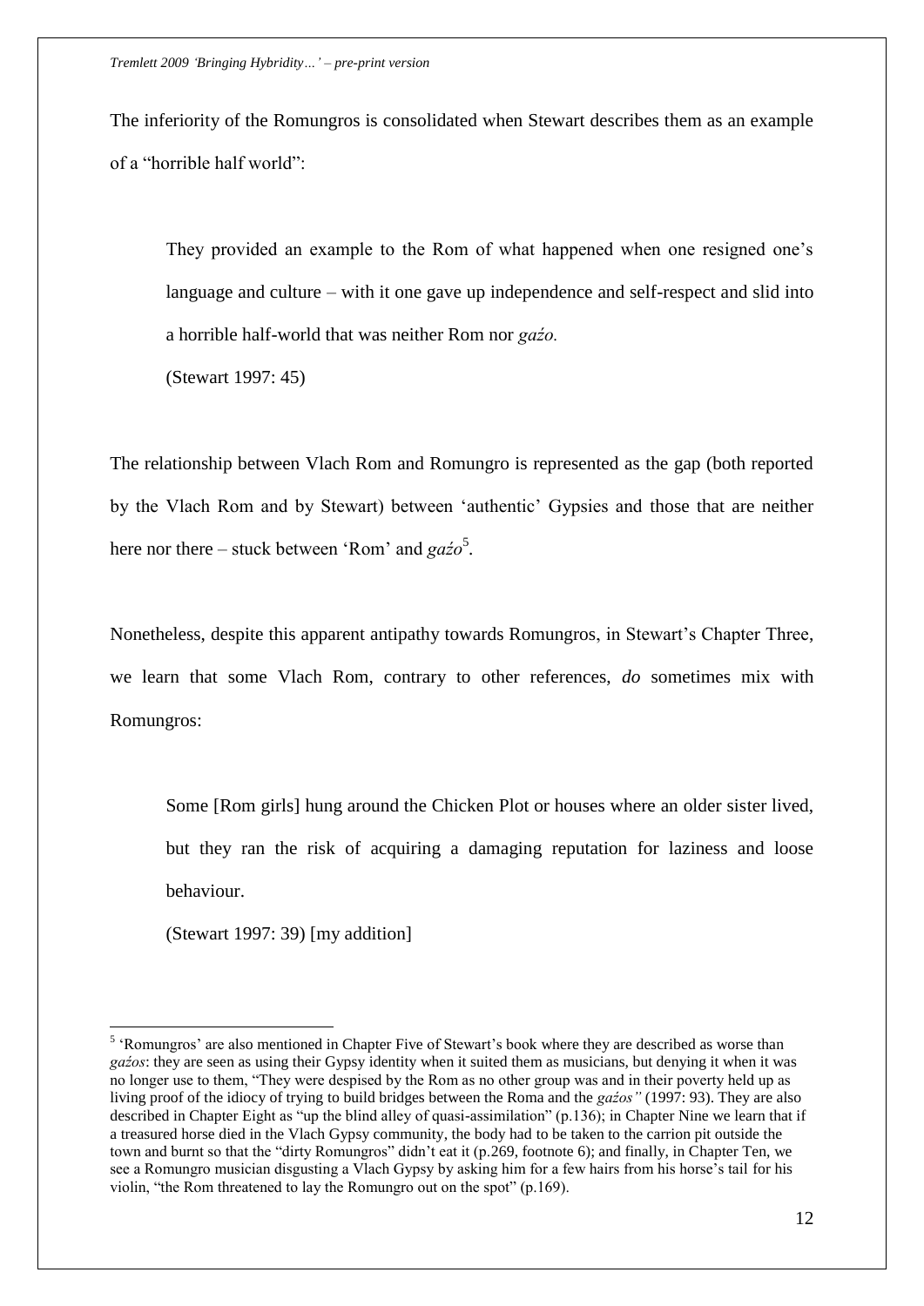The inferiority of the Romungros is consolidated when Stewart describes them as an example of a "horrible half world":

> They provided an example to the Rom of what happened when one resigned one's language and culture – with it one gave up independence and self-respect and slid into a horrible half-world that was neither Rom nor *gaźo.*
>
> (Stewart 1997: 45)

The relationship between Vlach Rom and Romungro is represented as the gap (both reported by the Vlach Rom and by Stewart) between 'authentic' Gypsies and those that are neither here nor there – stuck between 'Rom' and *gaźo*[5].

Nonetheless, despite this apparent antipathy towards Romungros, in Stewart's Chapter Three, we learn that some Vlach Rom, contrary to other references, *do* sometimes mix with Romungros:

> Some [Rom girls] hung around the Chicken Plot or houses where an older sister lived, but they ran the risk of acquiring a damaging reputation for laziness and loose behaviour.
>
> (Stewart 1997: 39) [my addition]

---

[5] 'Romungros' are also mentioned in Chapter Five of Stewart's book where they are described as worse than *gaźos*: they are seen as using their Gypsy identity when it suited them as musicians, but denying it when it was no longer use to them, "They were despised by the Rom as no other group was and in their poverty held up as living proof of the idiocy of trying to build bridges between the Roma and the *gaźos"* (1997: 93). They are also described in Chapter Eight as "up the blind alley of quasi-assimilation" (p.136); in Chapter Nine we learn that if a treasured horse died in the Vlach Gypsy community, the body had to be taken to the carrion pit outside the town and burnt so that the "dirty Romungros" didn't eat it (p.269, footnote 6); and finally, in Chapter Ten, we see a Romungro musician disgusting a Vlach Gypsy by asking him for a few hairs from his horse's tail for his violin, "the Rom threatened to lay the Romungro out on the spot" (p.169).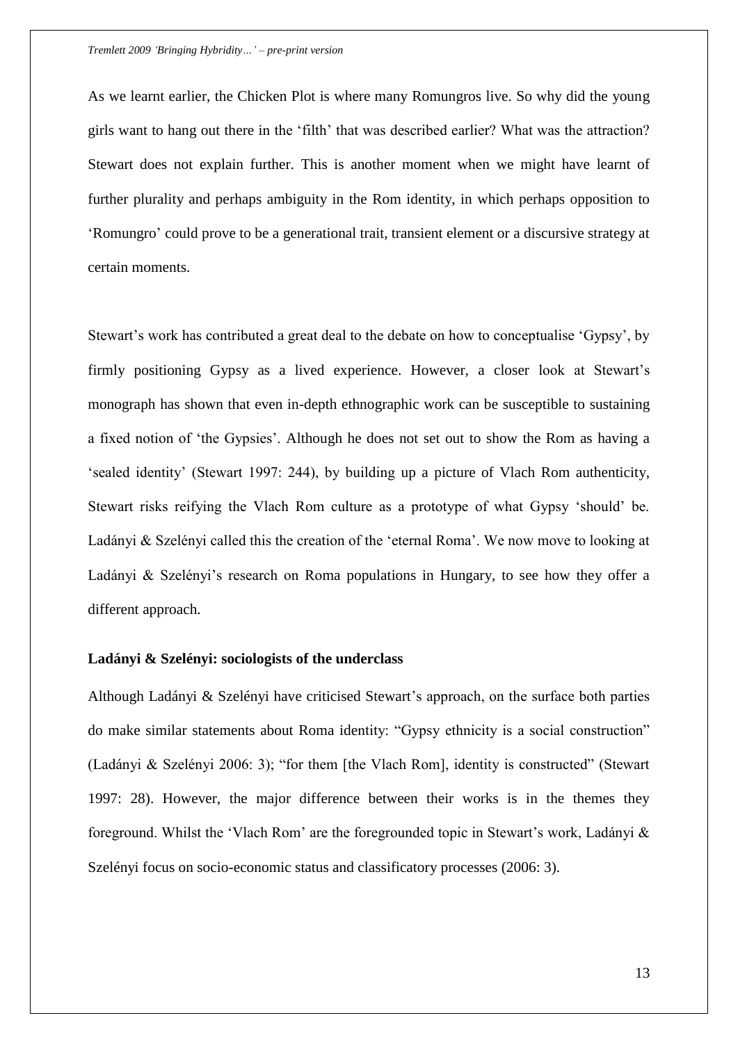As we learnt earlier, the Chicken Plot is where many Romungros live. So why did the young girls want to hang out there in the 'filth' that was described earlier? What was the attraction? Stewart does not explain further. This is another moment when we might have learnt of further plurality and perhaps ambiguity in the Rom identity, in which perhaps opposition to 'Romungro' could prove to be a generational trait, transient element or a discursive strategy at certain moments.

Stewart's work has contributed a great deal to the debate on how to conceptualise 'Gypsy', by firmly positioning Gypsy as a lived experience. However, a closer look at Stewart's monograph has shown that even in-depth ethnographic work can be susceptible to sustaining a fixed notion of 'the Gypsies'. Although he does not set out to show the Rom as having a 'sealed identity' (Stewart 1997: 244), by building up a picture of Vlach Rom authenticity, Stewart risks reifying the Vlach Rom culture as a prototype of what Gypsy 'should' be. Ladányi & Szelényi called this the creation of the 'eternal Roma'. We now move to looking at Ladányi & Szelényi's research on Roma populations in Hungary, to see how they offer a different approach.

**Ladányi & Szelényi: sociologists of the underclass**

Although Ladányi & Szelényi have criticised Stewart's approach, on the surface both parties do make similar statements about Roma identity: "Gypsy ethnicity is a social construction" (Ladányi & Szelényi 2006: 3); "for them [the Vlach Rom], identity is constructed" (Stewart 1997: 28). However, the major difference between their works is in the themes they foreground. Whilst the 'Vlach Rom' are the foregrounded topic in Stewart's work, Ladányi & Szelényi focus on socio-economic status and classificatory processes (2006: 3).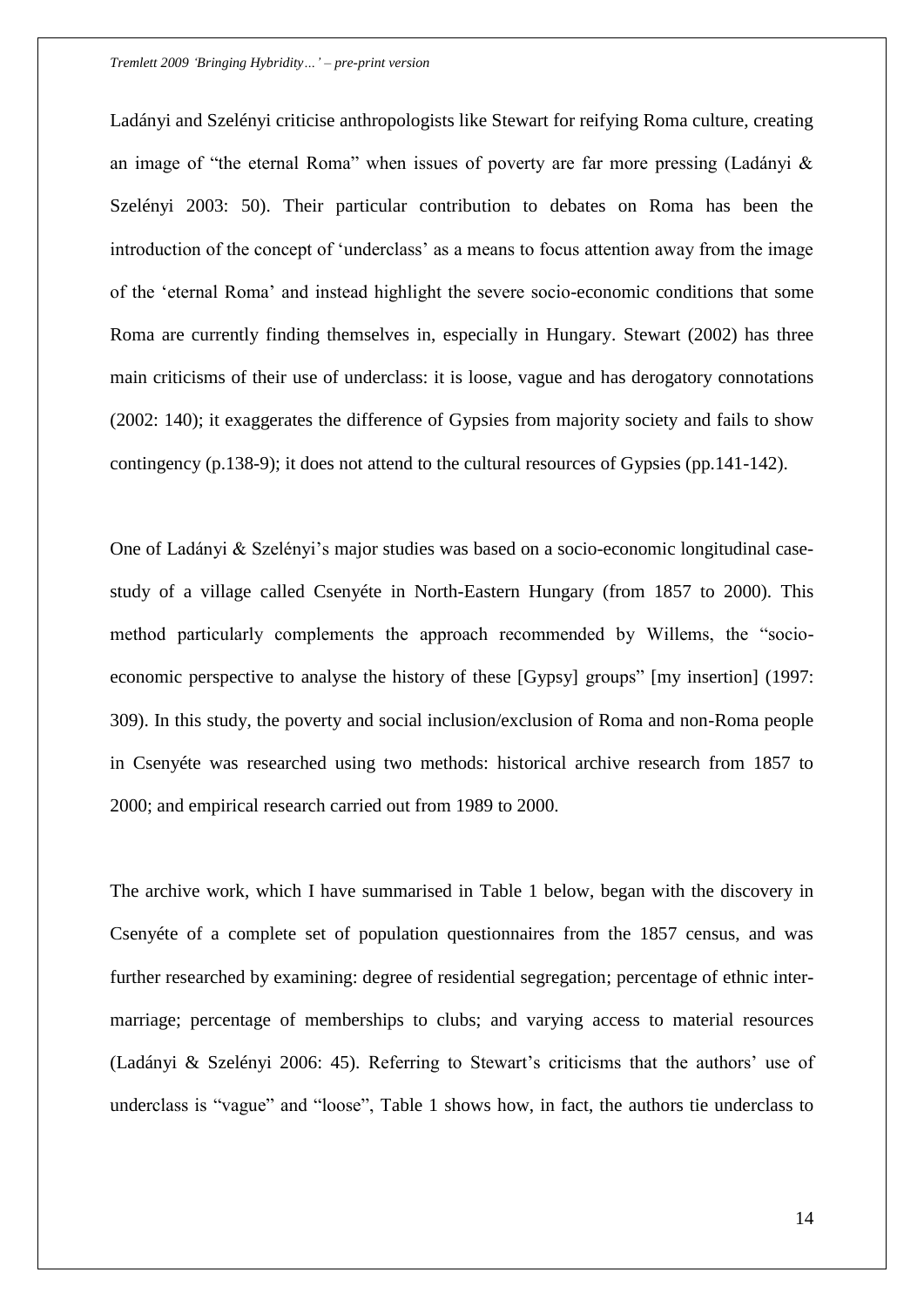Ladányi and Szelényi criticise anthropologists like Stewart for reifying Roma culture, creating an image of "the eternal Roma" when issues of poverty are far more pressing (Ladányi & Szelényi 2003: 50). Their particular contribution to debates on Roma has been the introduction of the concept of 'underclass' as a means to focus attention away from the image of the 'eternal Roma' and instead highlight the severe socio-economic conditions that some Roma are currently finding themselves in, especially in Hungary. Stewart (2002) has three main criticisms of their use of underclass: it is loose, vague and has derogatory connotations (2002: 140); it exaggerates the difference of Gypsies from majority society and fails to show contingency (p.138-9); it does not attend to the cultural resources of Gypsies (pp.141-142).

One of Ladányi & Szelényi's major studies was based on a socio-economic longitudinal case-study of a village called Csenyéte in North-Eastern Hungary (from 1857 to 2000). This method particularly complements the approach recommended by Willems, the "socio-economic perspective to analyse the history of these [Gypsy] groups" [my insertion] (1997: 309). In this study, the poverty and social inclusion/exclusion of Roma and non-Roma people in Csenyéte was researched using two methods: historical archive research from 1857 to 2000; and empirical research carried out from 1989 to 2000.

The archive work, which I have summarised in Table 1 below, began with the discovery in Csenyéte of a complete set of population questionnaires from the 1857 census, and was further researched by examining: degree of residential segregation; percentage of ethnic inter-marriage; percentage of memberships to clubs; and varying access to material resources (Ladányi & Szelényi 2006: 45). Referring to Stewart's criticisms that the authors' use of underclass is "vague" and "loose", Table 1 shows how, in fact, the authors tie underclass to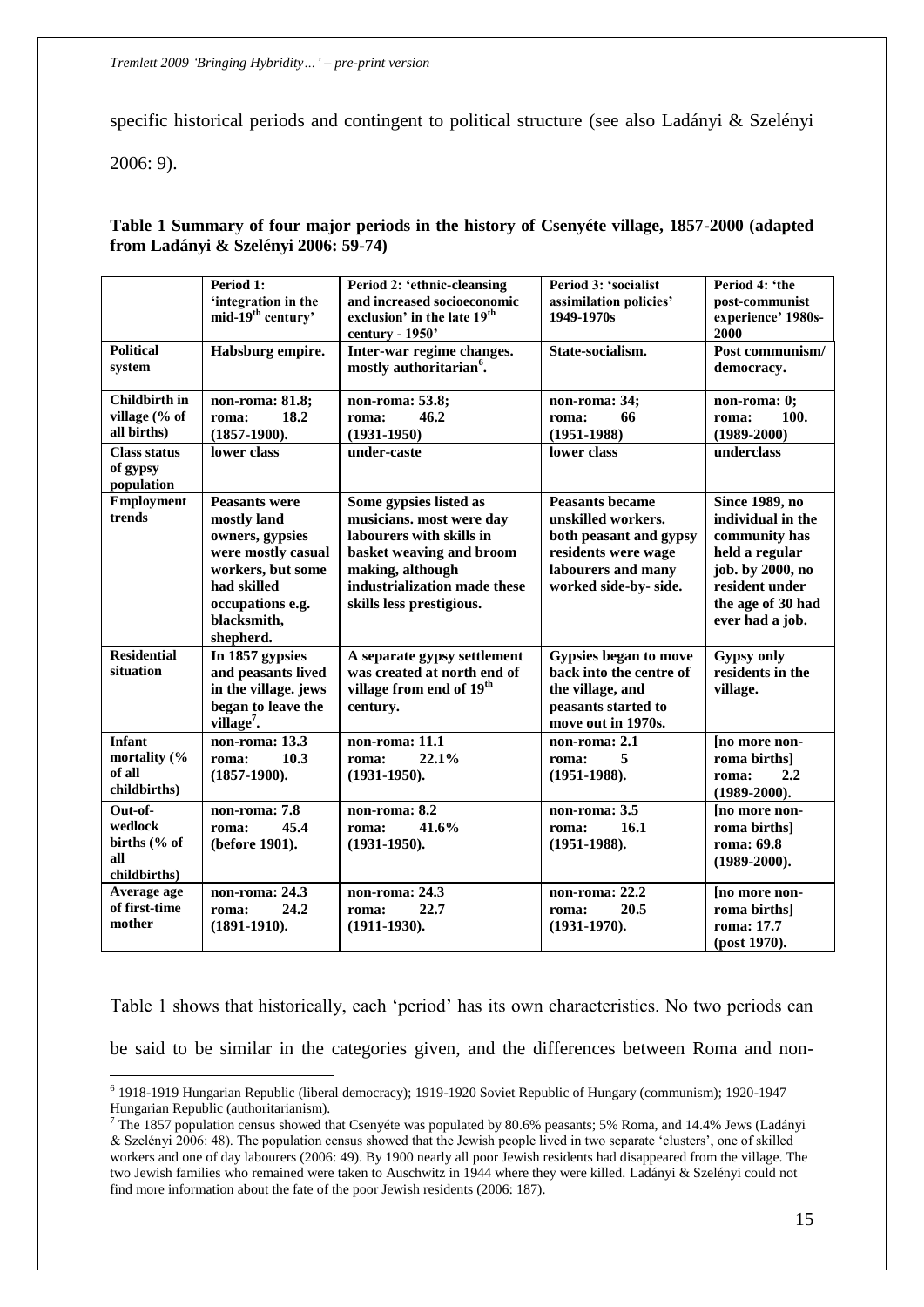specific historical periods and contingent to political structure (see also Ladányi & Szelényi 2006: 9).

**Table 1 Summary of four major periods in the history of Csenyéte village, 1857-2000 (adapted from Ladányi & Szelényi 2006: 59-74)**

| | **Period 1: 'integration in the mid-19th century'** | **Period 2: 'ethnic-cleansing and increased socioeconomic exclusion' in the late 19th century - 1950'** | **Period 3: 'socialist assimilation policies' 1949-1970s** | **Period 4: 'the post-communist experience' 1980s-2000** |
|---|---|---|---|---|
| **Political system** | **Habsburg empire.** | **Inter-war regime changes. mostly authoritarian[6].** | **State-socialism.** | **Post communism/ democracy.** |
| **Childbirth in village (% of all births)** | **non-roma: 81.8; roma: 18.2 (1857-1900).** | **non-roma: 53.8; roma: 46.2 (1931-1950)** | **non-roma: 34; roma: 66 (1951-1988)** | **non-roma: 0; roma: 100. (1989-2000)** |
| **Class status of gypsy population** | **lower class** | **under-caste** | **lower class** | **underclass** |
| **Employment trends** | **Peasants were mostly land owners, gypsies were mostly casual workers, but some had skilled occupations e.g. blacksmith, shepherd.** | **Some gypsies listed as musicians. most were day labourers with skills in basket weaving and broom making, although industrialization made these skills less prestigious.** | **Peasants became unskilled workers. both peasant and gypsy residents were wage labourers and many worked side-by- side.** | **Since 1989, no individual in the community has held a regular job. by 2000, no resident under the age of 30 had ever had a job.** |
| **Residential situation** | **In 1857 gypsies and peasants lived in the village. jews began to leave the village[7].** | **A separate gypsy settlement was created at north end of village from end of 19th century.** | **Gypsies began to move back into the centre of the village, and peasants started to move out in 1970s.** | **Gypsy only residents in the village.** |
| **Infant mortality (% of all childbirths)** | **non-roma: 13.3 roma: 10.3 (1857-1900).** | **non-roma: 11.1 roma: 22.1% (1931-1950).** | **non-roma: 2.1 roma: 5 (1951-1988).** | **[no more non-roma births] roma: 2.2 (1989-2000).** |
| **Out-of-wedlock births (% of all childbirths)** | **non-roma: 7.8 roma: 45.4 (before 1901).** | **non-roma: 8.2 roma: 41.6% (1931-1950).** | **non-roma: 3.5 roma: 16.1 (1951-1988).** | **[no more non-roma births] roma: 69.8 (1989-2000).** |
| **Average age of first-time mother** | **non-roma: 24.3 roma: 24.2 (1891-1910).** | **non-roma: 24.3 roma: 22.7 (1911-1930).** | **non-roma: 22.2 roma: 20.5 (1931-1970).** | **[no more non-roma births] roma: 17.7 (post 1970).** |

Table 1 shows that historically, each 'period' has its own characteristics. No two periods can be said to be similar in the categories given, and the differences between Roma and non-

---

[6] 1918-1919 Hungarian Republic (liberal democracy); 1919-1920 Soviet Republic of Hungary (communism); 1920-1947 Hungarian Republic (authoritarianism).

[7] The 1857 population census showed that Csenyéte was populated by 80.6% peasants; 5% Roma, and 14.4% Jews (Ladányi & Szelényi 2006: 48). The population census showed that the Jewish people lived in two separate 'clusters', one of skilled workers and one of day labourers (2006: 49). By 1900 nearly all poor Jewish residents had disappeared from the village. The two Jewish families who remained were taken to Auschwitz in 1944 where they were killed. Ladányi & Szelényi could not find more information about the fate of the poor Jewish residents (2006: 187).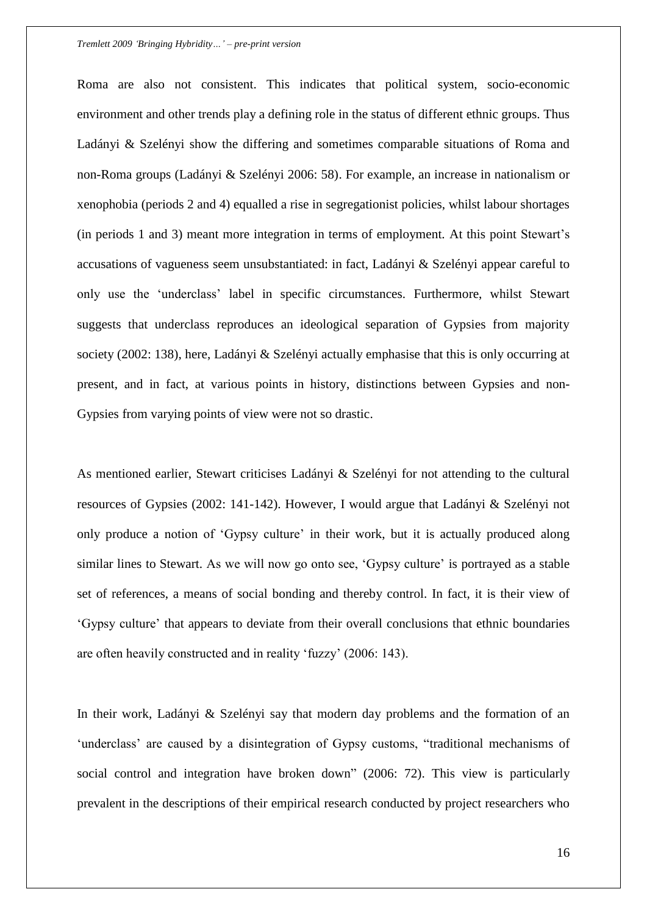Roma are also not consistent. This indicates that political system, socio-economic environment and other trends play a defining role in the status of different ethnic groups. Thus Ladányi & Szelényi show the differing and sometimes comparable situations of Roma and non-Roma groups (Ladányi & Szelényi 2006: 58). For example, an increase in nationalism or xenophobia (periods 2 and 4) equalled a rise in segregationist policies, whilst labour shortages (in periods 1 and 3) meant more integration in terms of employment. At this point Stewart's accusations of vagueness seem unsubstantiated: in fact, Ladányi & Szelényi appear careful to only use the 'underclass' label in specific circumstances. Furthermore, whilst Stewart suggests that underclass reproduces an ideological separation of Gypsies from majority society (2002: 138), here, Ladányi & Szelényi actually emphasise that this is only occurring at present, and in fact, at various points in history, distinctions between Gypsies and non-Gypsies from varying points of view were not so drastic.

As mentioned earlier, Stewart criticises Ladányi & Szelényi for not attending to the cultural resources of Gypsies (2002: 141-142). However, I would argue that Ladányi & Szelényi not only produce a notion of 'Gypsy culture' in their work, but it is actually produced along similar lines to Stewart. As we will now go onto see, 'Gypsy culture' is portrayed as a stable set of references, a means of social bonding and thereby control. In fact, it is their view of 'Gypsy culture' that appears to deviate from their overall conclusions that ethnic boundaries are often heavily constructed and in reality 'fuzzy' (2006: 143).

In their work, Ladányi & Szelényi say that modern day problems and the formation of an 'underclass' are caused by a disintegration of Gypsy customs, "traditional mechanisms of social control and integration have broken down" (2006: 72). This view is particularly prevalent in the descriptions of their empirical research conducted by project researchers who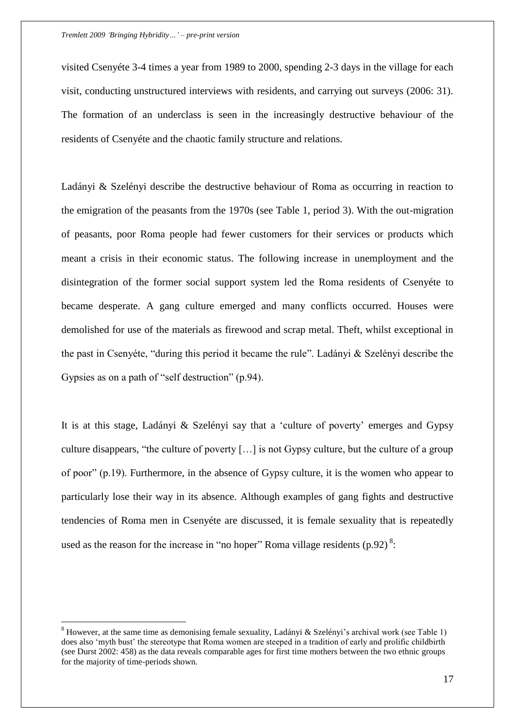visited Csenyéte 3-4 times a year from 1989 to 2000, spending 2-3 days in the village for each visit, conducting unstructured interviews with residents, and carrying out surveys (2006: 31). The formation of an underclass is seen in the increasingly destructive behaviour of the residents of Csenyéte and the chaotic family structure and relations.

Ladányi & Szelényi describe the destructive behaviour of Roma as occurring in reaction to the emigration of the peasants from the 1970s (see Table 1, period 3). With the out-migration of peasants, poor Roma people had fewer customers for their services or products which meant a crisis in their economic status. The following increase in unemployment and the disintegration of the former social support system led the Roma residents of Csenyéte to became desperate. A gang culture emerged and many conflicts occurred. Houses were demolished for use of the materials as firewood and scrap metal. Theft, whilst exceptional in the past in Csenyéte, "during this period it became the rule". Ladányi & Szelényi describe the Gypsies as on a path of "self destruction" (p.94).

It is at this stage, Ladányi & Szelényi say that a 'culture of poverty' emerges and Gypsy culture disappears, "the culture of poverty […] is not Gypsy culture, but the culture of a group of poor" (p.19). Furthermore, in the absence of Gypsy culture, it is the women who appear to particularly lose their way in its absence. Although examples of gang fights and destructive tendencies of Roma men in Csenyéte are discussed, it is female sexuality that is repeatedly used as the reason for the increase in "no hoper" Roma village residents (p.92) [8]:

[8] However, at the same time as demonising female sexuality, Ladányi & Szelényi's archival work (see Table 1) does also 'myth bust' the stereotype that Roma women are steeped in a tradition of early and prolific childbirth (see Durst 2002: 458) as the data reveals comparable ages for first time mothers between the two ethnic groups for the majority of time-periods shown.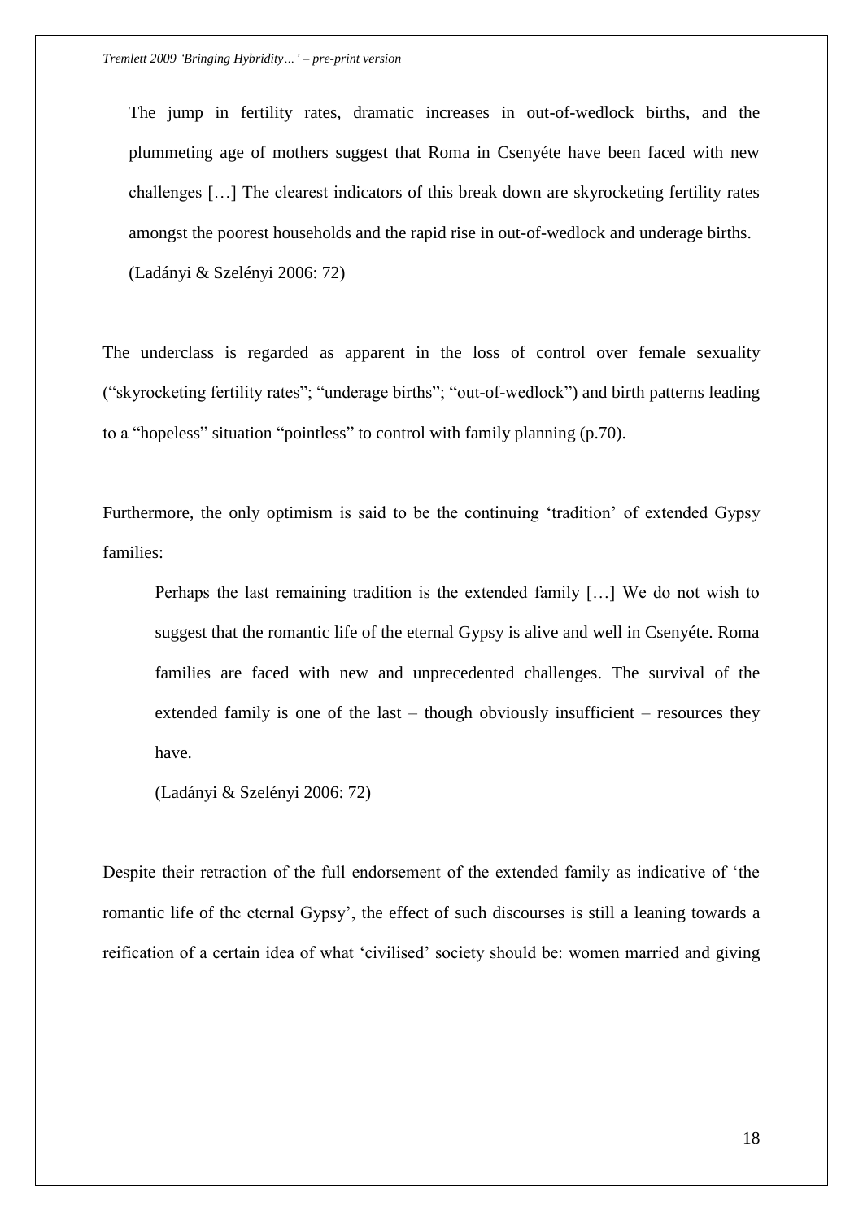> The jump in fertility rates, dramatic increases in out-of-wedlock births, and the plummeting age of mothers suggest that Roma in Csenyéte have been faced with new challenges […] The clearest indicators of this break down are skyrocketing fertility rates amongst the poorest households and the rapid rise in out-of-wedlock and underage births.
>
> (Ladányi & Szelényi 2006: 72)

The underclass is regarded as apparent in the loss of control over female sexuality ("skyrocketing fertility rates"; "underage births"; "out-of-wedlock") and birth patterns leading to a "hopeless" situation "pointless" to control with family planning (p.70).

Furthermore, the only optimism is said to be the continuing 'tradition' of extended Gypsy families:

> Perhaps the last remaining tradition is the extended family […] We do not wish to suggest that the romantic life of the eternal Gypsy is alive and well in Csenyéte. Roma families are faced with new and unprecedented challenges. The survival of the extended family is one of the last – though obviously insufficient – resources they have.
>
> (Ladányi & Szelényi 2006: 72)

Despite their retraction of the full endorsement of the extended family as indicative of 'the romantic life of the eternal Gypsy', the effect of such discourses is still a leaning towards a reification of a certain idea of what 'civilised' society should be: women married and giving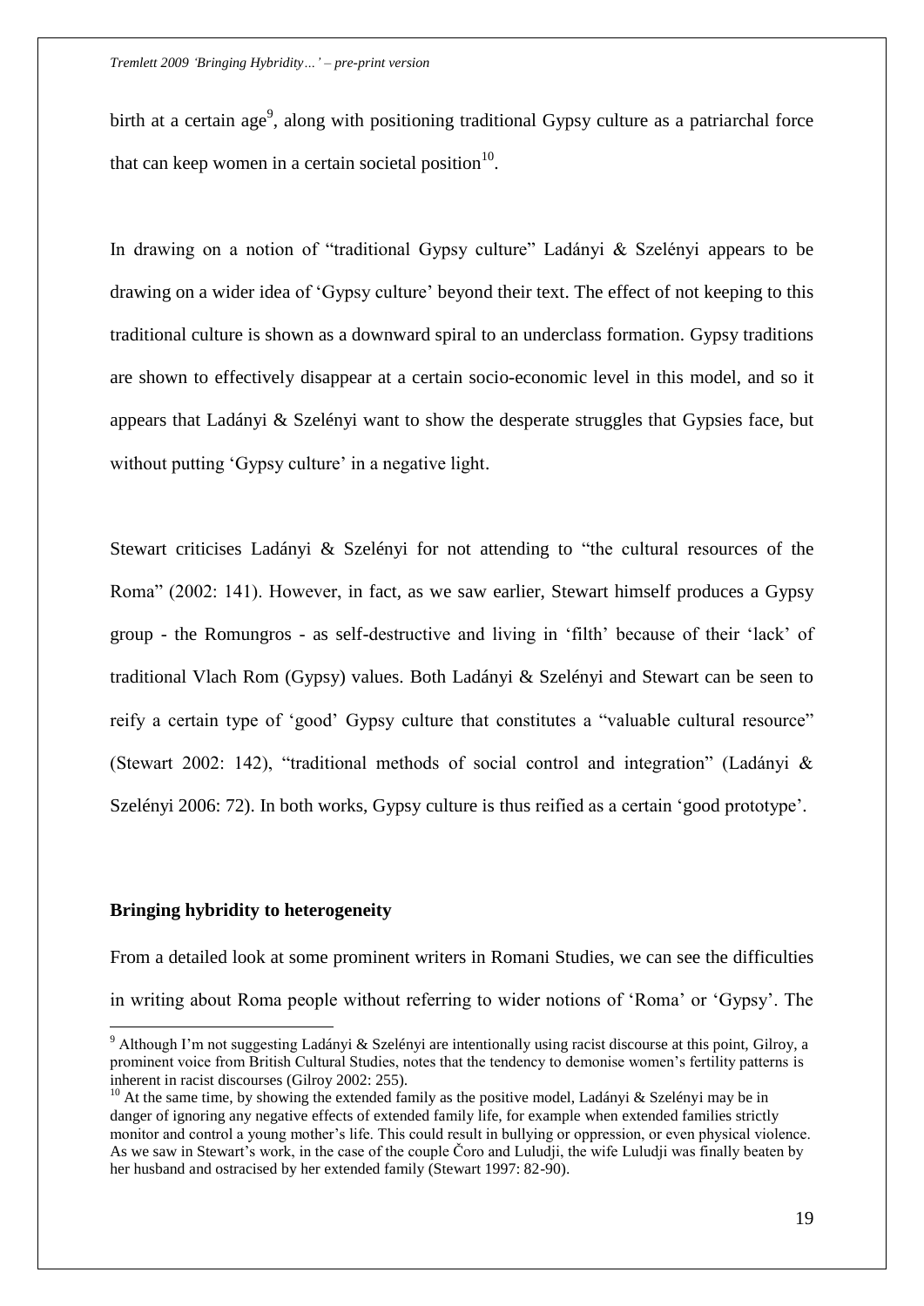birth at a certain age[9], along with positioning traditional Gypsy culture as a patriarchal force that can keep women in a certain societal position[10].

In drawing on a notion of "traditional Gypsy culture" Ladányi & Szelényi appears to be drawing on a wider idea of 'Gypsy culture' beyond their text. The effect of not keeping to this traditional culture is shown as a downward spiral to an underclass formation. Gypsy traditions are shown to effectively disappear at a certain socio-economic level in this model, and so it appears that Ladányi & Szelényi want to show the desperate struggles that Gypsies face, but without putting 'Gypsy culture' in a negative light.

Stewart criticises Ladányi & Szelényi for not attending to "the cultural resources of the Roma" (2002: 141). However, in fact, as we saw earlier, Stewart himself produces a Gypsy group - the Romungros - as self-destructive and living in 'filth' because of their 'lack' of traditional Vlach Rom (Gypsy) values. Both Ladányi & Szelényi and Stewart can be seen to reify a certain type of 'good' Gypsy culture that constitutes a "valuable cultural resource" (Stewart 2002: 142), "traditional methods of social control and integration" (Ladányi & Szelényi 2006: 72). In both works, Gypsy culture is thus reified as a certain 'good prototype'.

### Bringing hybridity to heterogeneity

From a detailed look at some prominent writers in Romani Studies, we can see the difficulties in writing about Roma people without referring to wider notions of 'Roma' or 'Gypsy'. The

[9] Although I'm not suggesting Ladányi & Szelényi are intentionally using racist discourse at this point, Gilroy, a prominent voice from British Cultural Studies, notes that the tendency to demonise women's fertility patterns is inherent in racist discourses (Gilroy 2002: 255).

[10] At the same time, by showing the extended family as the positive model, Ladányi & Szelényi may be in danger of ignoring any negative effects of extended family life, for example when extended families strictly monitor and control a young mother's life. This could result in bullying or oppression, or even physical violence. As we saw in Stewart's work, in the case of the couple Čoro and Luludji, the wife Luludji was finally beaten by her husband and ostracised by her extended family (Stewart 1997: 82-90).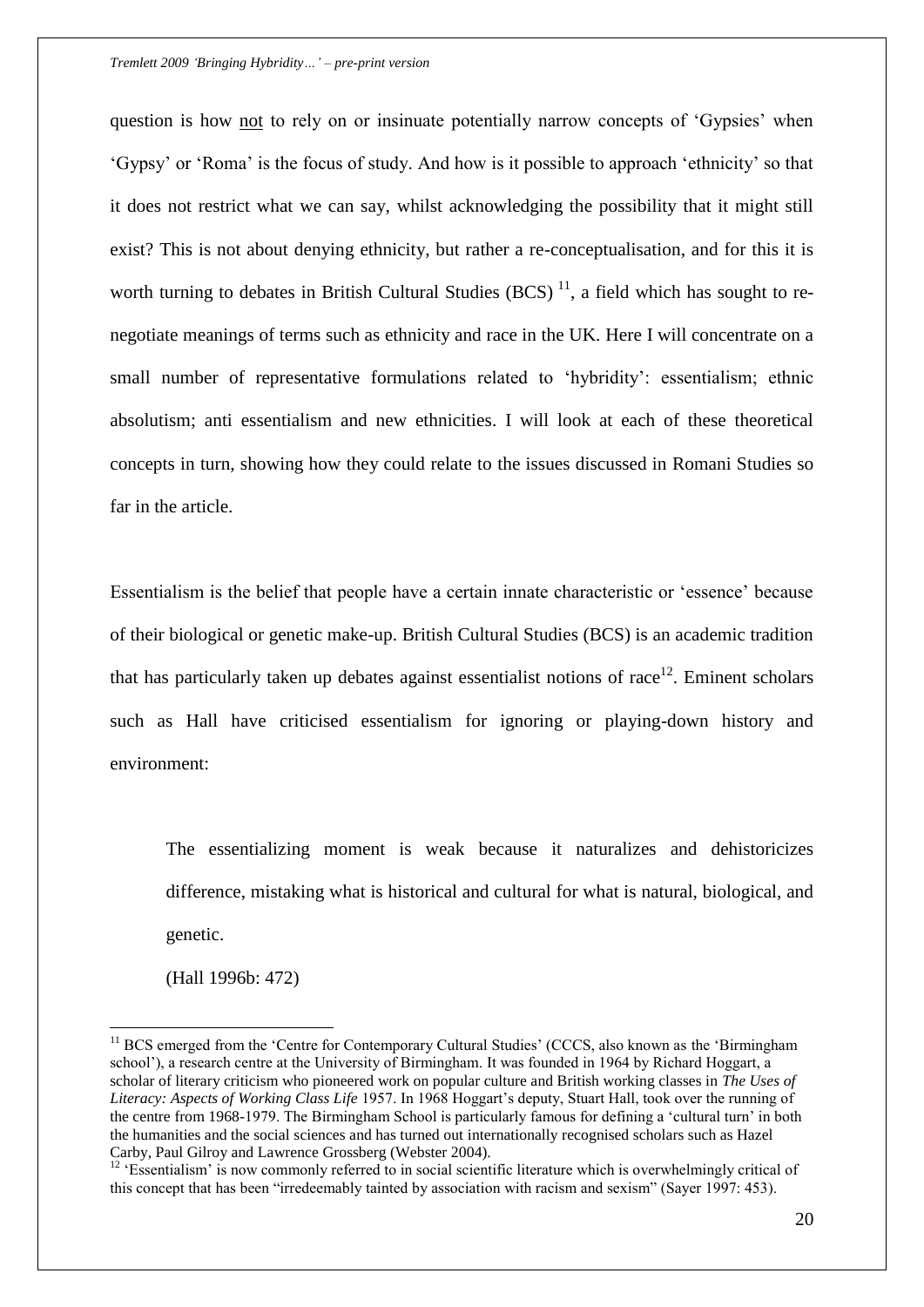question is how not to rely on or insinuate potentially narrow concepts of 'Gypsies' when 'Gypsy' or 'Roma' is the focus of study. And how is it possible to approach 'ethnicity' so that it does not restrict what we can say, whilst acknowledging the possibility that it might still exist? This is not about denying ethnicity, but rather a re-conceptualisation, and for this it is worth turning to debates in British Cultural Studies (BCS) [11], a field which has sought to re-negotiate meanings of terms such as ethnicity and race in the UK. Here I will concentrate on a small number of representative formulations related to 'hybridity': essentialism; ethnic absolutism; anti essentialism and new ethnicities. I will look at each of these theoretical concepts in turn, showing how they could relate to the issues discussed in Romani Studies so far in the article.

Essentialism is the belief that people have a certain innate characteristic or 'essence' because of their biological or genetic make-up. British Cultural Studies (BCS) is an academic tradition that has particularly taken up debates against essentialist notions of race[12]. Eminent scholars such as Hall have criticised essentialism for ignoring or playing-down history and environment:

> The essentializing moment is weak because it naturalizes and dehistoricizes difference, mistaking what is historical and cultural for what is natural, biological, and genetic.
>
> (Hall 1996b: 472)

[11] BCS emerged from the 'Centre for Contemporary Cultural Studies' (CCCS, also known as the 'Birmingham school'), a research centre at the University of Birmingham. It was founded in 1964 by Richard Hoggart, a scholar of literary criticism who pioneered work on popular culture and British working classes in *The Uses of Literacy: Aspects of Working Class Life* 1957. In 1968 Hoggart's deputy, Stuart Hall, took over the running of the centre from 1968-1979. The Birmingham School is particularly famous for defining a 'cultural turn' in both the humanities and the social sciences and has turned out internationally recognised scholars such as Hazel Carby, Paul Gilroy and Lawrence Grossberg (Webster 2004).

[12] 'Essentialism' is now commonly referred to in social scientific literature which is overwhelmingly critical of this concept that has been "irredeemably tainted by association with racism and sexism" (Sayer 1997: 453).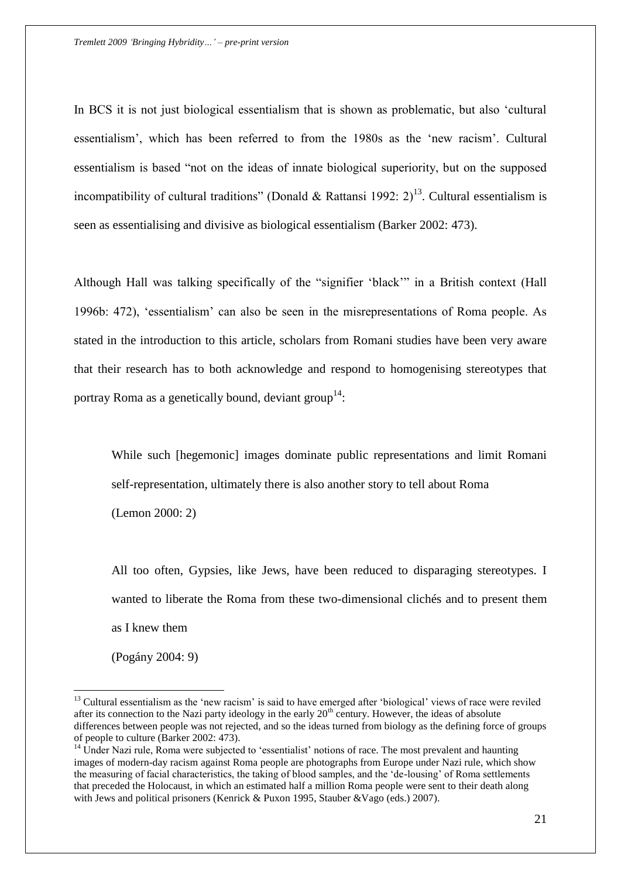In BCS it is not just biological essentialism that is shown as problematic, but also 'cultural essentialism', which has been referred to from the 1980s as the 'new racism'. Cultural essentialism is based "not on the ideas of innate biological superiority, but on the supposed incompatibility of cultural traditions" (Donald & Rattansi 1992: 2)[13]. Cultural essentialism is seen as essentialising and divisive as biological essentialism (Barker 2002: 473).

Although Hall was talking specifically of the "signifier 'black'" in a British context (Hall 1996b: 472), 'essentialism' can also be seen in the misrepresentations of Roma people. As stated in the introduction to this article, scholars from Romani studies have been very aware that their research has to both acknowledge and respond to homogenising stereotypes that portray Roma as a genetically bound, deviant group[14]:

> While such [hegemonic] images dominate public representations and limit Romani self-representation, ultimately there is also another story to tell about Roma
>
> (Lemon 2000: 2)

> All too often, Gypsies, like Jews, have been reduced to disparaging stereotypes. I wanted to liberate the Roma from these two-dimensional clichés and to present them as I knew them
>
> (Pogány 2004: 9)

---

[13] Cultural essentialism as the 'new racism' is said to have emerged after 'biological' views of race were reviled after its connection to the Nazi party ideology in the early 20th century. However, the ideas of absolute differences between people was not rejected, and so the ideas turned from biology as the defining force of groups of people to culture (Barker 2002: 473).

[14] Under Nazi rule, Roma were subjected to 'essentialist' notions of race. The most prevalent and haunting images of modern-day racism against Roma people are photographs from Europe under Nazi rule, which show the measuring of facial characteristics, the taking of blood samples, and the 'de-lousing' of Roma settlements that preceded the Holocaust, in which an estimated half a million Roma people were sent to their death along with Jews and political prisoners (Kenrick & Puxon 1995, Stauber &Vago (eds.) 2007).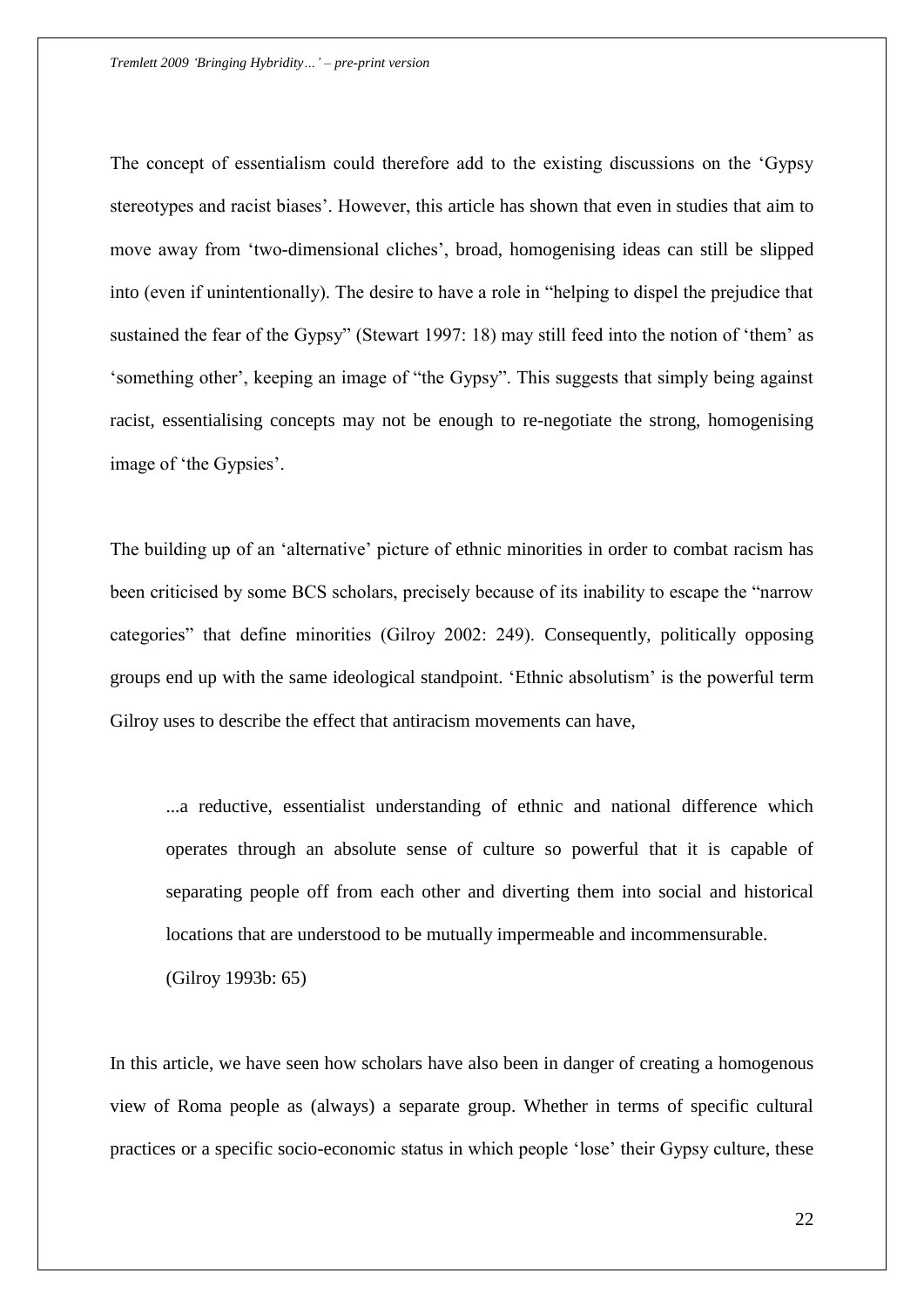The concept of essentialism could therefore add to the existing discussions on the 'Gypsy stereotypes and racist biases'. However, this article has shown that even in studies that aim to move away from 'two-dimensional cliches', broad, homogenising ideas can still be slipped into (even if unintentionally). The desire to have a role in "helping to dispel the prejudice that sustained the fear of the Gypsy" (Stewart 1997: 18) may still feed into the notion of 'them' as 'something other', keeping an image of "the Gypsy". This suggests that simply being against racist, essentialising concepts may not be enough to re-negotiate the strong, homogenising image of 'the Gypsies'.

The building up of an 'alternative' picture of ethnic minorities in order to combat racism has been criticised by some BCS scholars, precisely because of its inability to escape the "narrow categories" that define minorities (Gilroy 2002: 249). Consequently, politically opposing groups end up with the same ideological standpoint. 'Ethnic absolutism' is the powerful term Gilroy uses to describe the effect that antiracism movements can have,

> ...a reductive, essentialist understanding of ethnic and national difference which operates through an absolute sense of culture so powerful that it is capable of separating people off from each other and diverting them into social and historical locations that are understood to be mutually impermeable and incommensurable.
>
> (Gilroy 1993b: 65)

In this article, we have seen how scholars have also been in danger of creating a homogenous view of Roma people as (always) a separate group. Whether in terms of specific cultural practices or a specific socio-economic status in which people 'lose' their Gypsy culture, these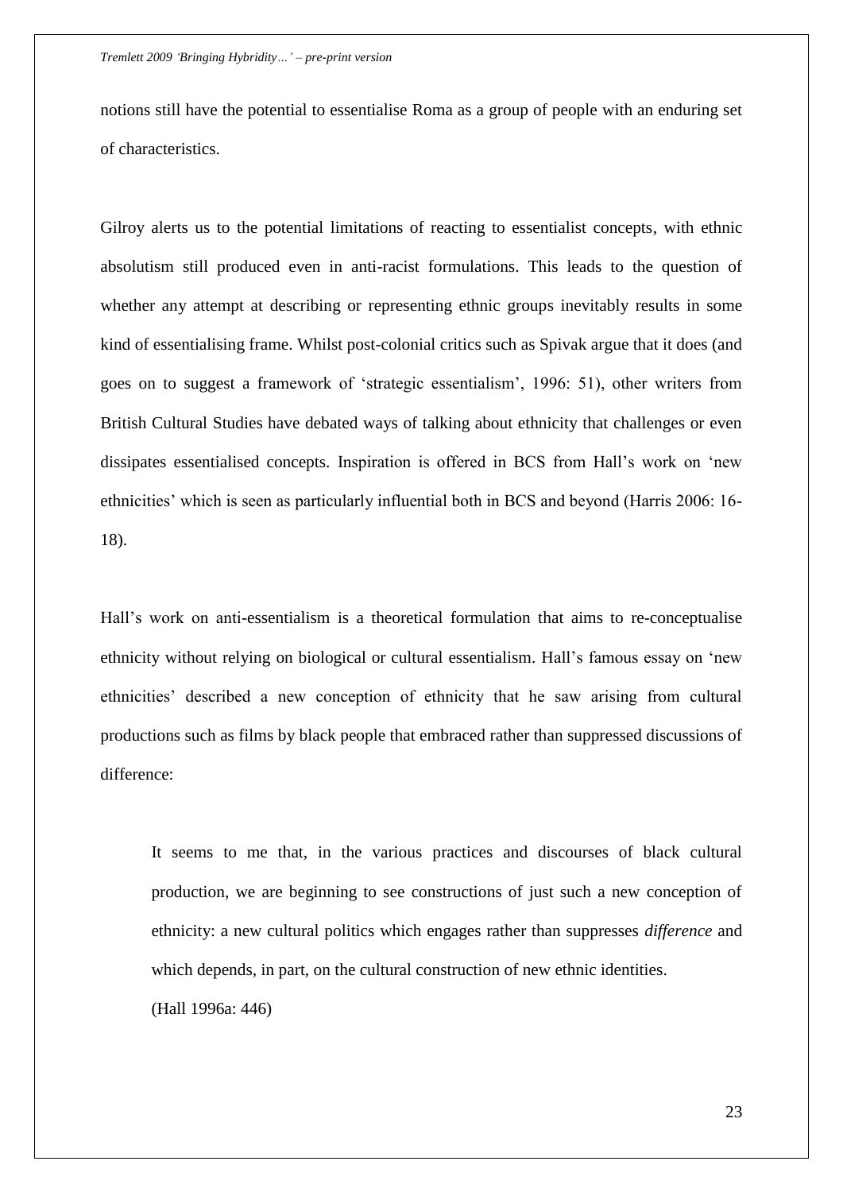notions still have the potential to essentialise Roma as a group of people with an enduring set of characteristics.

Gilroy alerts us to the potential limitations of reacting to essentialist concepts, with ethnic absolutism still produced even in anti-racist formulations. This leads to the question of whether any attempt at describing or representing ethnic groups inevitably results in some kind of essentialising frame. Whilst post-colonial critics such as Spivak argue that it does (and goes on to suggest a framework of 'strategic essentialism', 1996: 51), other writers from British Cultural Studies have debated ways of talking about ethnicity that challenges or even dissipates essentialised concepts. Inspiration is offered in BCS from Hall's work on 'new ethnicities' which is seen as particularly influential both in BCS and beyond (Harris 2006: 16-18).

Hall's work on anti-essentialism is a theoretical formulation that aims to re-conceptualise ethnicity without relying on biological or cultural essentialism. Hall's famous essay on 'new ethnicities' described a new conception of ethnicity that he saw arising from cultural productions such as films by black people that embraced rather than suppressed discussions of difference:

> It seems to me that, in the various practices and discourses of black cultural production, we are beginning to see constructions of just such a new conception of ethnicity: a new cultural politics which engages rather than suppresses *difference* and which depends, in part, on the cultural construction of new ethnic identities.
> (Hall 1996a: 446)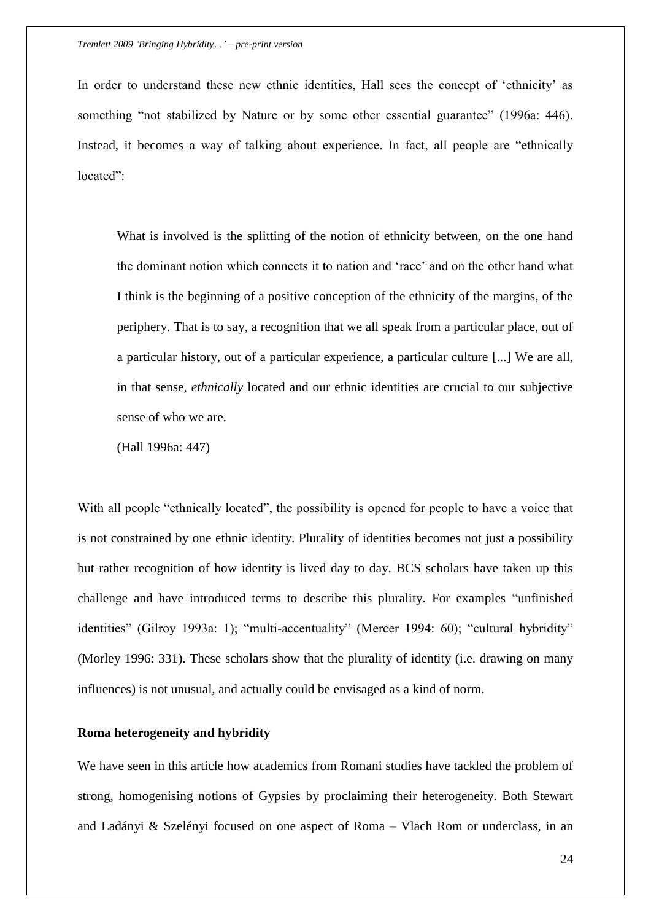In order to understand these new ethnic identities, Hall sees the concept of ‘ethnicity’ as something “not stabilized by Nature or by some other essential guarantee” (1996a: 446). Instead, it becomes a way of talking about experience. In fact, all people are “ethnically located”:

> What is involved is the splitting of the notion of ethnicity between, on the one hand the dominant notion which connects it to nation and ‘race’ and on the other hand what I think is the beginning of a positive conception of the ethnicity of the margins, of the periphery. That is to say, a recognition that we all speak from a particular place, out of a particular history, out of a particular experience, a particular culture [...] We are all, in that sense, *ethnically* located and our ethnic identities are crucial to our subjective sense of who we are.
>
> (Hall 1996a: 447)

With all people “ethnically located”, the possibility is opened for people to have a voice that is not constrained by one ethnic identity. Plurality of identities becomes not just a possibility but rather recognition of how identity is lived day to day. BCS scholars have taken up this challenge and have introduced terms to describe this plurality. For examples “unfinished identities” (Gilroy 1993a: 1); “multi-accentuality” (Mercer 1994: 60); “cultural hybridity” (Morley 1996: 331). These scholars show that the plurality of identity (i.e. drawing on many influences) is not unusual, and actually could be envisaged as a kind of norm.

**Roma heterogeneity and hybridity**

We have seen in this article how academics from Romani studies have tackled the problem of strong, homogenising notions of Gypsies by proclaiming their heterogeneity. Both Stewart and Ladányi & Szelényi focused on one aspect of Roma – Vlach Rom or underclass, in an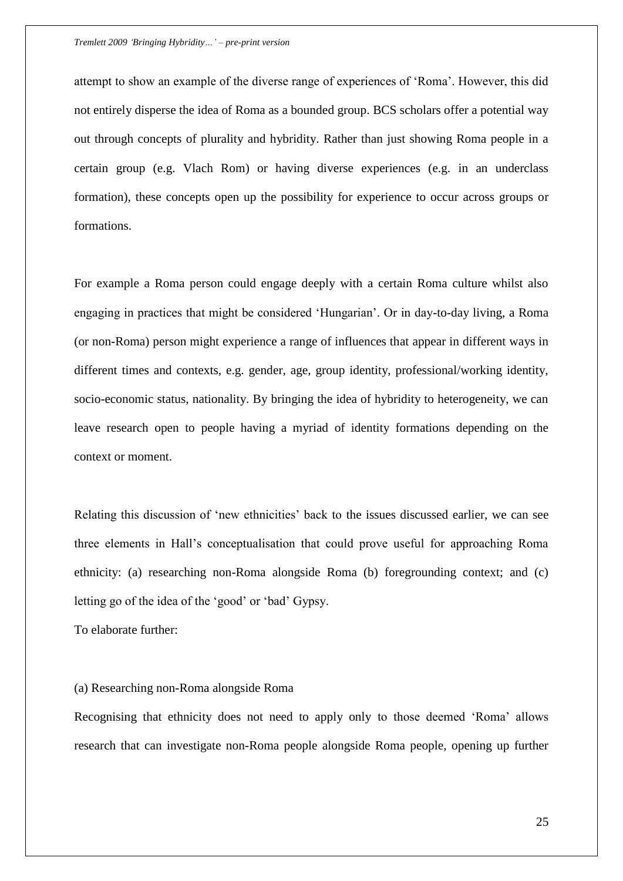attempt to show an example of the diverse range of experiences of 'Roma'. However, this did not entirely disperse the idea of Roma as a bounded group. BCS scholars offer a potential way out through concepts of plurality and hybridity. Rather than just showing Roma people in a certain group (e.g. Vlach Rom) or having diverse experiences (e.g. in an underclass formation), these concepts open up the possibility for experience to occur across groups or formations.

For example a Roma person could engage deeply with a certain Roma culture whilst also engaging in practices that might be considered 'Hungarian'. Or in day-to-day living, a Roma (or non-Roma) person might experience a range of influences that appear in different ways in different times and contexts, e.g. gender, age, group identity, professional/working identity, socio-economic status, nationality. By bringing the idea of hybridity to heterogeneity, we can leave research open to people having a myriad of identity formations depending on the context or moment.

Relating this discussion of 'new ethnicities' back to the issues discussed earlier, we can see three elements in Hall's conceptualisation that could prove useful for approaching Roma ethnicity: (a) researching non-Roma alongside Roma (b) foregrounding context; and (c) letting go of the idea of the 'good' or 'bad' Gypsy.

To elaborate further:

(a) Researching non-Roma alongside Roma

Recognising that ethnicity does not need to apply only to those deemed 'Roma' allows research that can investigate non-Roma people alongside Roma people, opening up further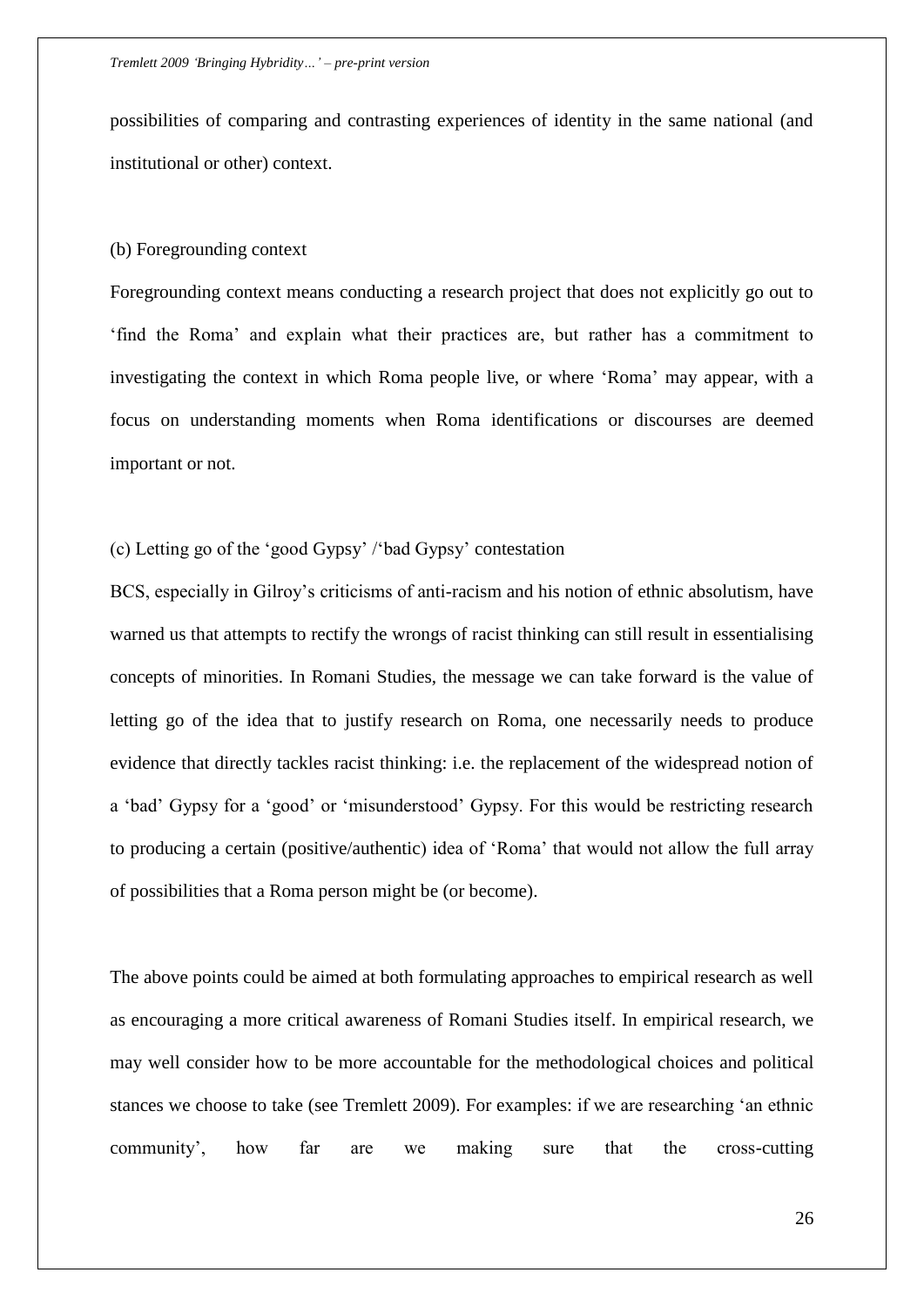possibilities of comparing and contrasting experiences of identity in the same national (and institutional or other) context.

(b) Foregrounding context

Foregrounding context means conducting a research project that does not explicitly go out to 'find the Roma' and explain what their practices are, but rather has a commitment to investigating the context in which Roma people live, or where 'Roma' may appear, with a focus on understanding moments when Roma identifications or discourses are deemed important or not.

(c) Letting go of the 'good Gypsy' /'bad Gypsy' contestation

BCS, especially in Gilroy's criticisms of anti-racism and his notion of ethnic absolutism, have warned us that attempts to rectify the wrongs of racist thinking can still result in essentialising concepts of minorities. In Romani Studies, the message we can take forward is the value of letting go of the idea that to justify research on Roma, one necessarily needs to produce evidence that directly tackles racist thinking: i.e. the replacement of the widespread notion of a 'bad' Gypsy for a 'good' or 'misunderstood' Gypsy. For this would be restricting research to producing a certain (positive/authentic) idea of 'Roma' that would not allow the full array of possibilities that a Roma person might be (or become).

The above points could be aimed at both formulating approaches to empirical research as well as encouraging a more critical awareness of Romani Studies itself. In empirical research, we may well consider how to be more accountable for the methodological choices and political stances we choose to take (see Tremlett 2009). For examples: if we are researching 'an ethnic community', how far are we making sure that the cross-cutting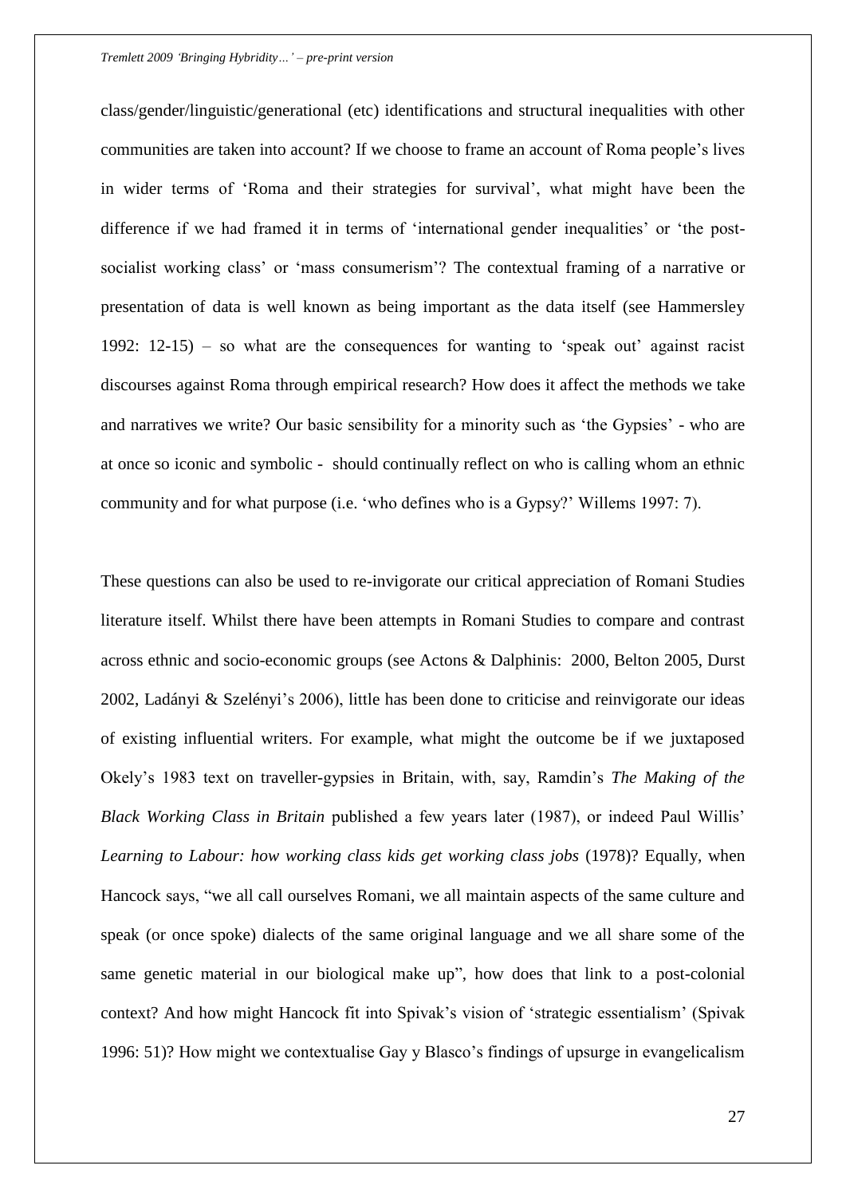class/gender/linguistic/generational (etc) identifications and structural inequalities with other communities are taken into account? If we choose to frame an account of Roma people's lives in wider terms of 'Roma and their strategies for survival', what might have been the difference if we had framed it in terms of 'international gender inequalities' or 'the post-socialist working class' or 'mass consumerism'? The contextual framing of a narrative or presentation of data is well known as being important as the data itself (see Hammersley 1992: 12-15) – so what are the consequences for wanting to 'speak out' against racist discourses against Roma through empirical research? How does it affect the methods we take and narratives we write? Our basic sensibility for a minority such as 'the Gypsies' - who are at once so iconic and symbolic - should continually reflect on who is calling whom an ethnic community and for what purpose (i.e. 'who defines who is a Gypsy?' Willems 1997: 7).

These questions can also be used to re-invigorate our critical appreciation of Romani Studies literature itself. Whilst there have been attempts in Romani Studies to compare and contrast across ethnic and socio-economic groups (see Actons & Dalphinis: 2000, Belton 2005, Durst 2002, Ladányi & Szelényi's 2006), little has been done to criticise and reinvigorate our ideas of existing influential writers. For example, what might the outcome be if we juxtaposed Okely's 1983 text on traveller-gypsies in Britain, with, say, Ramdin's *The Making of the Black Working Class in Britain* published a few years later (1987), or indeed Paul Willis' *Learning to Labour: how working class kids get working class jobs* (1978)? Equally, when Hancock says, "we all call ourselves Romani, we all maintain aspects of the same culture and speak (or once spoke) dialects of the same original language and we all share some of the same genetic material in our biological make up", how does that link to a post-colonial context? And how might Hancock fit into Spivak's vision of 'strategic essentialism' (Spivak 1996: 51)? How might we contextualise Gay y Blasco's findings of upsurge in evangelicalism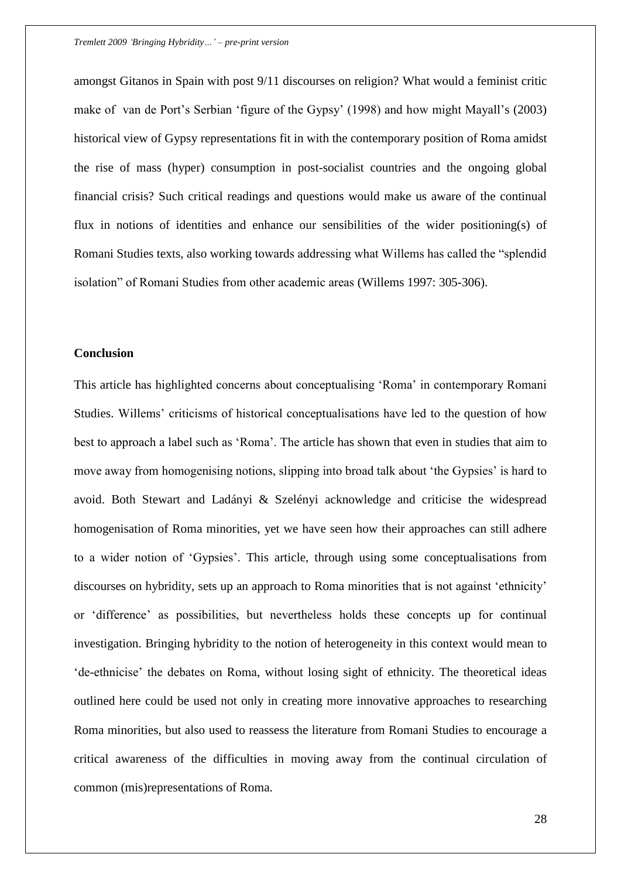amongst Gitanos in Spain with post 9/11 discourses on religion? What would a feminist critic make of van de Port's Serbian 'figure of the Gypsy' (1998) and how might Mayall's (2003) historical view of Gypsy representations fit in with the contemporary position of Roma amidst the rise of mass (hyper) consumption in post-socialist countries and the ongoing global financial crisis? Such critical readings and questions would make us aware of the continual flux in notions of identities and enhance our sensibilities of the wider positioning(s) of Romani Studies texts, also working towards addressing what Willems has called the "splendid isolation" of Romani Studies from other academic areas (Willems 1997: 305-306).

## Conclusion

This article has highlighted concerns about conceptualising 'Roma' in contemporary Romani Studies. Willems' criticisms of historical conceptualisations have led to the question of how best to approach a label such as 'Roma'. The article has shown that even in studies that aim to move away from homogenising notions, slipping into broad talk about 'the Gypsies' is hard to avoid. Both Stewart and Ladányi & Szelényi acknowledge and criticise the widespread homogenisation of Roma minorities, yet we have seen how their approaches can still adhere to a wider notion of 'Gypsies'. This article, through using some conceptualisations from discourses on hybridity, sets up an approach to Roma minorities that is not against 'ethnicity' or 'difference' as possibilities, but nevertheless holds these concepts up for continual investigation. Bringing hybridity to the notion of heterogeneity in this context would mean to 'de-ethnicise' the debates on Roma, without losing sight of ethnicity. The theoretical ideas outlined here could be used not only in creating more innovative approaches to researching Roma minorities, but also used to reassess the literature from Romani Studies to encourage a critical awareness of the difficulties in moving away from the continual circulation of common (mis)representations of Roma.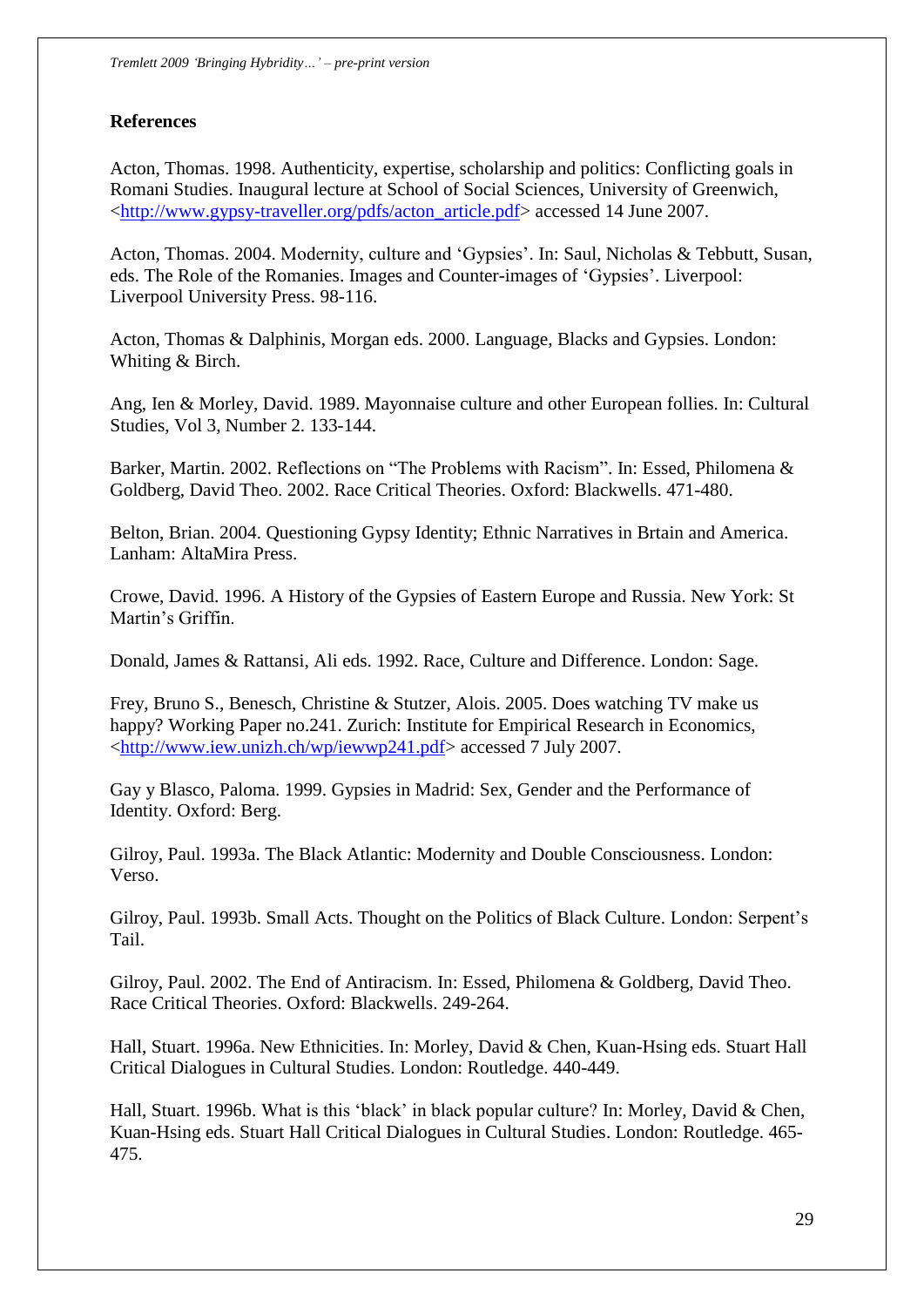**References**

Acton, Thomas. 1998. Authenticity, expertise, scholarship and politics: Conflicting goals in Romani Studies. Inaugural lecture at School of Social Sciences, University of Greenwich, <http://www.gypsy-traveller.org/pdfs/acton_article.pdf> accessed 14 June 2007.

Acton, Thomas. 2004. Modernity, culture and 'Gypsies'. In: Saul, Nicholas & Tebbutt, Susan, eds. The Role of the Romanies. Images and Counter-images of 'Gypsies'. Liverpool: Liverpool University Press. 98-116.

Acton, Thomas & Dalphinis, Morgan eds. 2000. Language, Blacks and Gypsies. London: Whiting & Birch.

Ang, Ien & Morley, David. 1989. Mayonnaise culture and other European follies. In: Cultural Studies, Vol 3, Number 2. 133-144.

Barker, Martin. 2002. Reflections on "The Problems with Racism". In: Essed, Philomena & Goldberg, David Theo. 2002. Race Critical Theories. Oxford: Blackwells. 471-480.

Belton, Brian. 2004. Questioning Gypsy Identity; Ethnic Narratives in Brtain and America. Lanham: AltaMira Press.

Crowe, David. 1996. A History of the Gypsies of Eastern Europe and Russia. New York: St Martin's Griffin.

Donald, James & Rattansi, Ali eds. 1992. Race, Culture and Difference. London: Sage.

Frey, Bruno S., Benesch, Christine & Stutzer, Alois. 2005. Does watching TV make us happy? Working Paper no.241. Zurich: Institute for Empirical Research in Economics, <http://www.iew.unizh.ch/wp/iewwp241.pdf> accessed 7 July 2007.

Gay y Blasco, Paloma. 1999. Gypsies in Madrid: Sex, Gender and the Performance of Identity. Oxford: Berg.

Gilroy, Paul. 1993a. The Black Atlantic: Modernity and Double Consciousness. London: Verso.

Gilroy, Paul. 1993b. Small Acts. Thought on the Politics of Black Culture. London: Serpent's Tail.

Gilroy, Paul. 2002. The End of Antiracism. In: Essed, Philomena & Goldberg, David Theo. Race Critical Theories. Oxford: Blackwells. 249-264.

Hall, Stuart. 1996a. New Ethnicities. In: Morley, David & Chen, Kuan-Hsing eds. Stuart Hall Critical Dialogues in Cultural Studies. London: Routledge. 440-449.

Hall, Stuart. 1996b. What is this 'black' in black popular culture? In: Morley, David & Chen, Kuan-Hsing eds. Stuart Hall Critical Dialogues in Cultural Studies. London: Routledge. 465-475.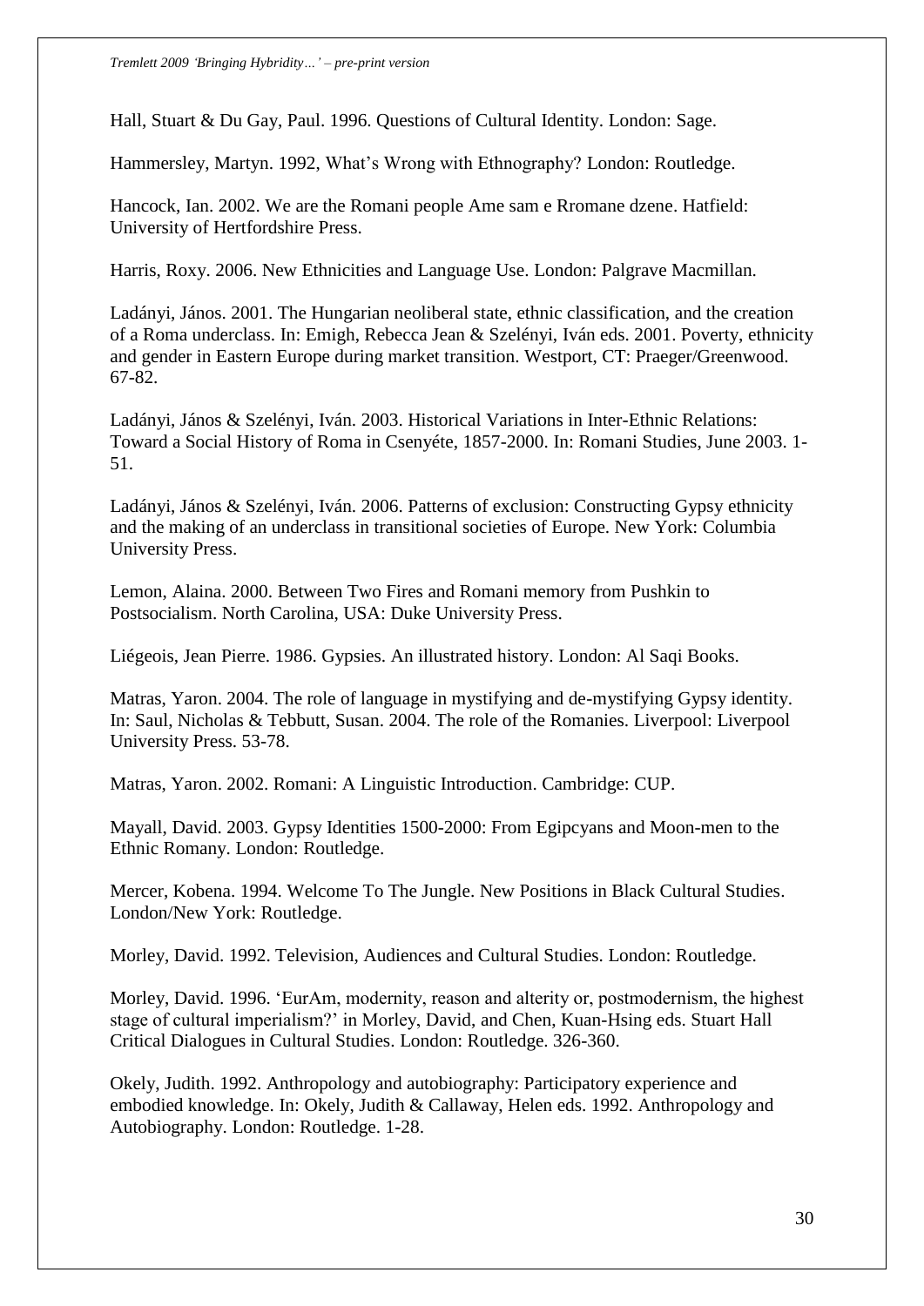Hall, Stuart & Du Gay, Paul. 1996. Questions of Cultural Identity. London: Sage.

Hammersley, Martyn. 1992, What's Wrong with Ethnography? London: Routledge.

Hancock, Ian. 2002. We are the Romani people Ame sam e Rromane dzene. Hatfield: University of Hertfordshire Press.

Harris, Roxy. 2006. New Ethnicities and Language Use. London: Palgrave Macmillan.

Ladányi, János. 2001. The Hungarian neoliberal state, ethnic classification, and the creation of a Roma underclass. In: Emigh, Rebecca Jean & Szelényi, Iván eds. 2001. Poverty, ethnicity and gender in Eastern Europe during market transition. Westport, CT: Praeger/Greenwood. 67-82.

Ladányi, János & Szelényi, Iván. 2003. Historical Variations in Inter-Ethnic Relations: Toward a Social History of Roma in Csenyéte, 1857-2000. In: Romani Studies, June 2003. 1-51.

Ladányi, János & Szelényi, Iván. 2006. Patterns of exclusion: Constructing Gypsy ethnicity and the making of an underclass in transitional societies of Europe. New York: Columbia University Press.

Lemon, Alaina. 2000. Between Two Fires and Romani memory from Pushkin to Postsocialism. North Carolina, USA: Duke University Press.

Liégeois, Jean Pierre. 1986. Gypsies. An illustrated history. London: Al Saqi Books.

Matras, Yaron. 2004. The role of language in mystifying and de-mystifying Gypsy identity. In: Saul, Nicholas & Tebbutt, Susan. 2004. The role of the Romanies. Liverpool: Liverpool University Press. 53-78.

Matras, Yaron. 2002. Romani: A Linguistic Introduction. Cambridge: CUP.

Mayall, David. 2003. Gypsy Identities 1500-2000: From Egipcyans and Moon-men to the Ethnic Romany. London: Routledge.

Mercer, Kobena. 1994. Welcome To The Jungle. New Positions in Black Cultural Studies. London/New York: Routledge.

Morley, David. 1992. Television, Audiences and Cultural Studies. London: Routledge.

Morley, David. 1996. 'EurAm, modernity, reason and alterity or, postmodernism, the highest stage of cultural imperialism?' in Morley, David, and Chen, Kuan-Hsing eds. Stuart Hall Critical Dialogues in Cultural Studies. London: Routledge. 326-360.

Okely, Judith. 1992. Anthropology and autobiography: Participatory experience and embodied knowledge. In: Okely, Judith & Callaway, Helen eds. 1992. Anthropology and Autobiography. London: Routledge. 1-28.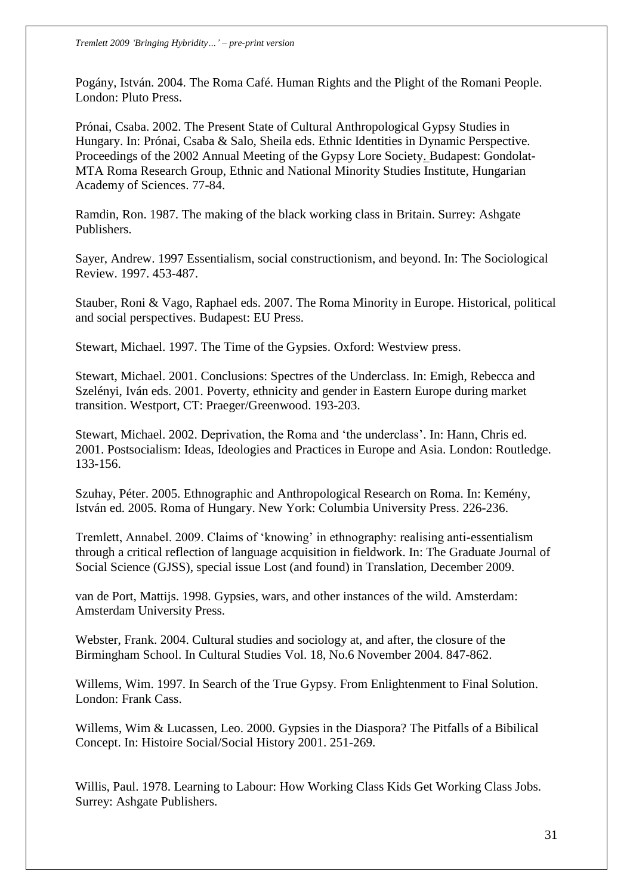Pogány, István. 2004. The Roma Café. Human Rights and the Plight of the Romani People. London: Pluto Press.

Prónai, Csaba. 2002. The Present State of Cultural Anthropological Gypsy Studies in Hungary. In: Prónai, Csaba & Salo, Sheila eds. Ethnic Identities in Dynamic Perspective. Proceedings of the 2002 Annual Meeting of the Gypsy Lore Society. Budapest: Gondolat-MTA Roma Research Group, Ethnic and National Minority Studies Institute, Hungarian Academy of Sciences. 77-84.

Ramdin, Ron. 1987. The making of the black working class in Britain. Surrey: Ashgate Publishers.

Sayer, Andrew. 1997 Essentialism, social constructionism, and beyond. In: The Sociological Review. 1997. 453-487.

Stauber, Roni & Vago, Raphael eds. 2007. The Roma Minority in Europe. Historical, political and social perspectives. Budapest: EU Press.

Stewart, Michael. 1997. The Time of the Gypsies. Oxford: Westview press.

Stewart, Michael. 2001. Conclusions: Spectres of the Underclass. In: Emigh, Rebecca and Szelényi, Iván eds. 2001. Poverty, ethnicity and gender in Eastern Europe during market transition. Westport, CT: Praeger/Greenwood. 193-203.

Stewart, Michael. 2002. Deprivation, the Roma and 'the underclass'. In: Hann, Chris ed. 2001. Postsocialism: Ideas, Ideologies and Practices in Europe and Asia. London: Routledge. 133-156.

Szuhay, Péter. 2005. Ethnographic and Anthropological Research on Roma. In: Kemény, István ed. 2005. Roma of Hungary. New York: Columbia University Press. 226-236.

Tremlett, Annabel. 2009. Claims of 'knowing' in ethnography: realising anti-essentialism through a critical reflection of language acquisition in fieldwork. In: The Graduate Journal of Social Science (GJSS), special issue Lost (and found) in Translation, December 2009.

van de Port, Mattijs. 1998. Gypsies, wars, and other instances of the wild. Amsterdam: Amsterdam University Press.

Webster, Frank. 2004. Cultural studies and sociology at, and after, the closure of the Birmingham School. In Cultural Studies Vol. 18, No.6 November 2004. 847-862.

Willems, Wim. 1997. In Search of the True Gypsy. From Enlightenment to Final Solution. London: Frank Cass.

Willems, Wim & Lucassen, Leo. 2000. Gypsies in the Diaspora? The Pitfalls of a Bibilical Concept. In: Histoire Social/Social History 2001. 251-269.

Willis, Paul. 1978. Learning to Labour: How Working Class Kids Get Working Class Jobs. Surrey: Ashgate Publishers.